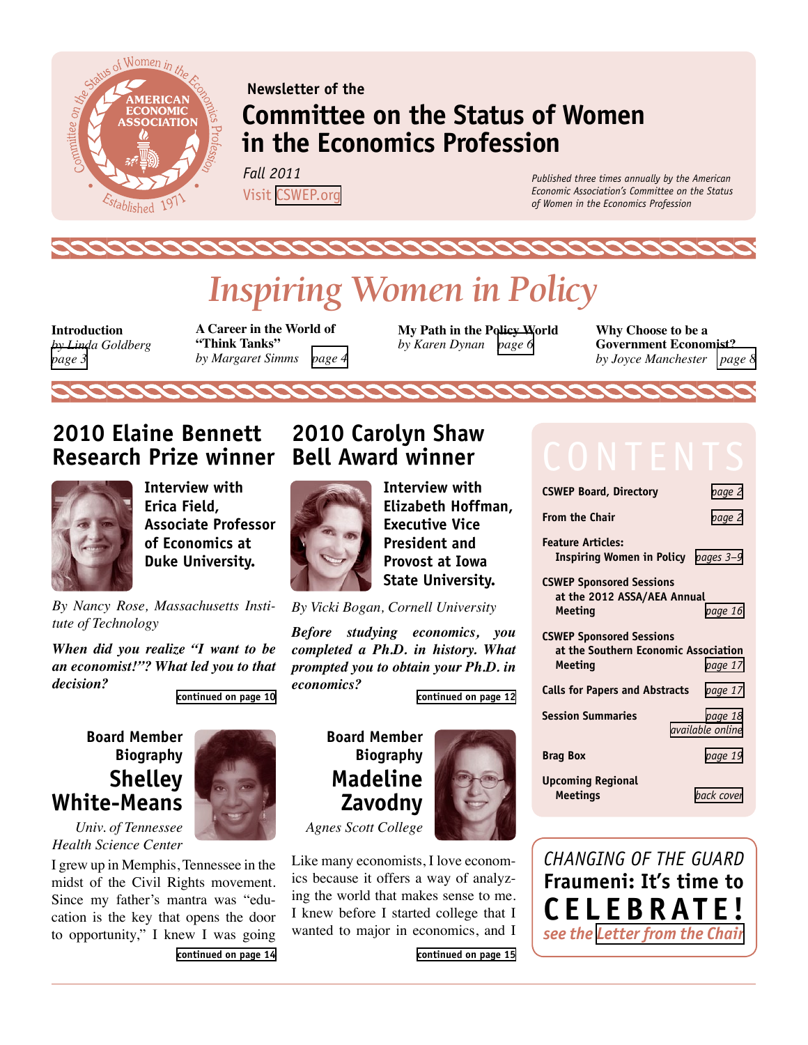Newsletter of the

# Committee on the Status of Women in the Economics Profession

*Fall 2011*

Visit CSWEP.org

*Published three times annually by the American Economic Association's Committee on the Status of Women in the Economics Profession*

# *Inspiring Women in Policy*

**Introduction**
*by Linda Goldberg*
*page 3*

**A Career in the World of "Think Tanks"**
*by Margaret Simms* *page 4*

**My Path in the Policy World**
*by Karen Dynan* *page 6*

**Why Choose to be a Government Economist?**
*by Joyce Manchester* *page 8*

## 2010 Elaine Bennett Research Prize winner

**Interview with Erica Field, Associate Professor of Economics at Duke University.**

*By Nancy Rose, Massachusetts Institute of Technology*

***When did you realize "I want to be an economist!"? What led you to that decision?***

continued on page 10

## 2010 Carolyn Shaw Bell Award winner

**Interview with Elizabeth Hoffman, Executive Vice President and Provost at Iowa State University.**

*By Vicki Bogan, Cornell University*

***Before studying economics, you completed a Ph.D. in history. What prompted you to obtain your Ph.D. in economics?***

continued on page 12

## Board Member Biography Shelley White-Means

*Univ. of Tennessee Health Science Center*

I grew up in Memphis, Tennessee in the midst of the Civil Rights movement. Since my father's mantra was "education is the key that opens the door to opportunity," I knew I was going

continued on page 14

## Board Member Biography Madeline Zavodny

*Agnes Scott College*

Like many economists, I love economics because it offers a way of analyzing the world that makes sense to me. I knew before I started college that I wanted to major in economics, and I

continued on page 15

## CONTENTS

| | |
|---|---|
| CSWEP Board, Directory | page 2 |
| From the Chair | page 2 |
| Feature Articles: Inspiring Women in Policy | pages 3–9 |
| CSWEP Sponsored Sessions at the 2012 ASSA/AEA Annual Meeting | page 16 |
| CSWEP Sponsored Sessions at the Southern Economic Association Meeting | page 17 |
| Calls for Papers and Abstracts | page 17 |
| Session Summaries | page 18 available online |
| Brag Box | page 19 |
| Upcoming Regional Meetings | back cover |

*CHANGING OF THE GUARD*
**Fraumeni: It's time to CELEBRATE!**
*see the Letter from the Chair*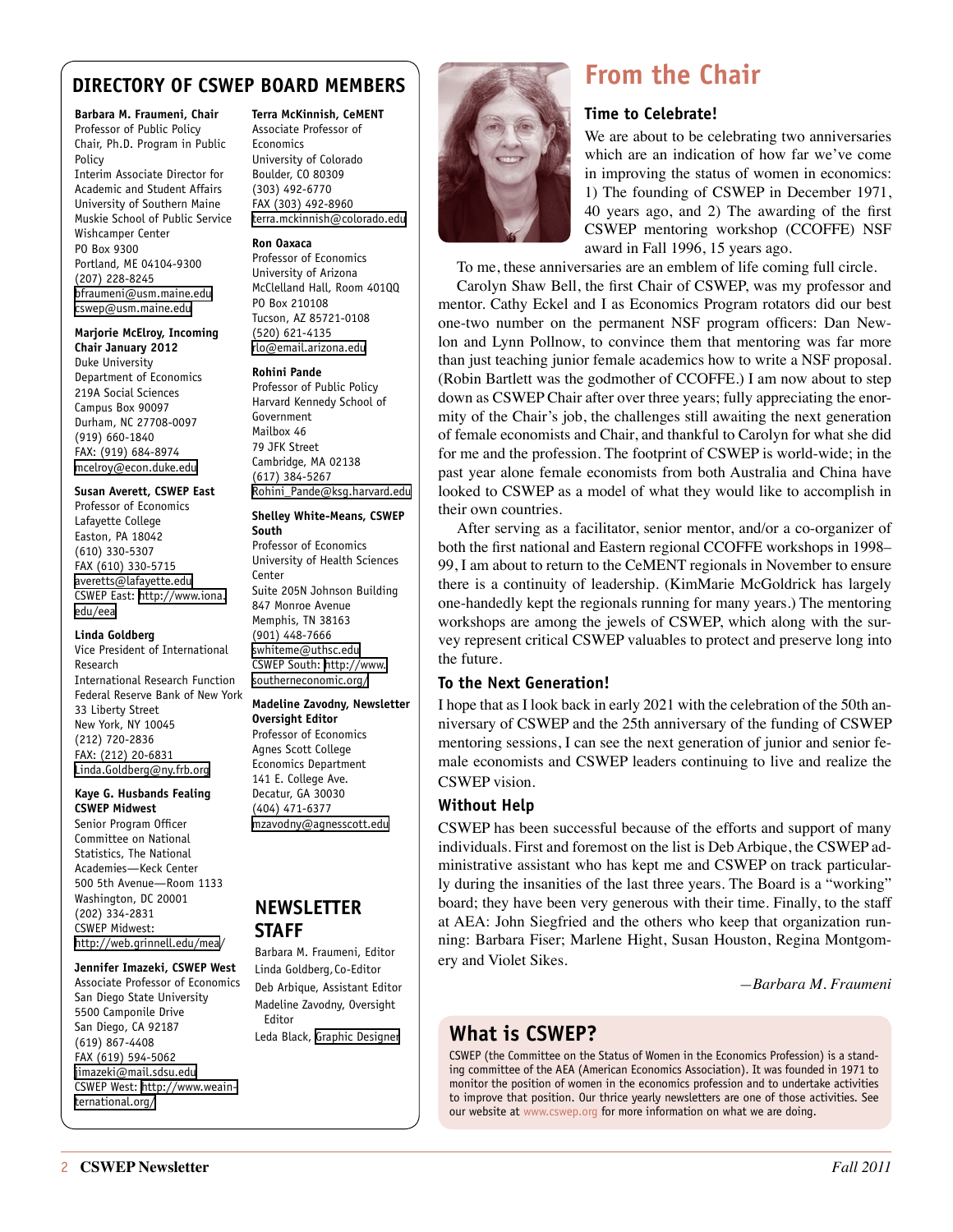## DIRECTORY OF CSWEP BOARD MEMBERS

**Barbara M. Fraumeni, Chair**
Professor of Public Policy
Chair, Ph.D. Program in Public Policy
Interim Associate Director for Academic and Student Affairs
University of Southern Maine
Muskie School of Public Service
Wishcamper Center
PO Box 9300
Portland, ME 04104-9300
(207) 228-8245
bfraumeni@usm.maine.edu
cswep@usm.maine.edu

**Marjorie McElroy, Incoming Chair January 2012**
Duke University
Department of Economics
219A Social Sciences
Campus Box 90097
Durham, NC 27708-0097
(919) 660-1840
FAX: (919) 684-8974
mcelroy@econ.duke.edu

**Susan Averett, CSWEP East**
Professor of Economics
Lafayette College
Easton, PA 18042
(610) 330-5307
FAX (610) 330-5715
averetts@lafayette.edu
CSWEP East: http://www.iona.edu/eea

**Linda Goldberg**
Vice President of International Research
International Research Function
Federal Reserve Bank of New York
33 Liberty Street
New York, NY 10045
(212) 720-2836
FAX: (212) 20-6831
Linda.Goldberg@ny.frb.org

**Kaye G. Husbands Fealing CSWEP Midwest**
Senior Program Officer
Committee on National Statistics, The National Academies—Keck Center
500 5th Avenue—Room 1133
Washington, DC 20001
(202) 334-2831
CSWEP Midwest:
http://web.grinnell.edu/mea/

**Jennifer Imazeki, CSWEP West**
Associate Professor of Economics
San Diego State University
5500 Campanile Drive
San Diego, CA 92187
(619) 867-4408
FAX (619) 594-5062
jimazeki@mail.sdsu.edu
CSWEP West: http://www.weainternational.org/

**Terra McKinnish, CeMENT**
Associate Professor of Economics
University of Colorado
Boulder, CO 80309
(303) 492-6770
FAX (303) 492-8960
terra.mckinnish@colorado.edu

**Ron Oaxaca**
Professor of Economics
University of Arizona
McClelland Hall, Room 401QQ
PO Box 210108
Tucson, AZ 85721-0108
(520) 621-4135
rlo@email.arizona.edu

**Rohini Pande**
Professor of Public Policy
Harvard Kennedy School of Government
Mailbox 46
79 JFK Street
Cambridge, MA 02138
(617) 384-5267
Rohini_Pande@ksg.harvard.edu

**Shelley White-Means, CSWEP South**
Professor of Economics
University of Health Sciences Center
Suite 205N Johnson Building
847 Monroe Avenue
Memphis, TN 38163
(901) 448-7666
swhiteme@uthsc.edu
CSWEP South: http://www.southerneconomic.org/

**Madeline Zavodny, Newsletter Oversight Editor**
Professor of Economics
Agnes Scott College
Economics Department
141 E. College Ave.
Decatur, GA 30030
(404) 471-6377
mzavodny@agnesscott.edu

## NEWSLETTER STAFF

Barbara M. Fraumeni, Editor
Linda Goldberg, Co-Editor
Deb Arbique, Assistant Editor
Madeline Zavodny, Oversight Editor
Leda Black, Graphic Designer

# From the Chair

### Time to Celebrate!

We are about to be celebrating two anniversaries which are an indication of how far we've come in improving the status of women in economics: 1) The founding of CSWEP in December 1971, 40 years ago, and 2) The awarding of the first CSWEP mentoring workshop (CCOFFE) NSF award in Fall 1996, 15 years ago.

To me, these anniversaries are an emblem of life coming full circle.

Carolyn Shaw Bell, the first Chair of CSWEP, was my professor and mentor. Cathy Eckel and I as Economics Program rotators did our best one-two number on the permanent NSF program officers: Dan Newlon and Lynn Pollnow, to convince them that mentoring was far more than just teaching junior female academics how to write a NSF proposal. (Robin Bartlett was the godmother of CCOFFE.) I am now about to step down as CSWEP Chair after over three years; fully appreciating the enormity of the Chair's job, the challenges still awaiting the next generation of female economists and Chair, and thankful to Carolyn for what she did for me and the profession. The footprint of CSWEP is world-wide; in the past year alone female economists from both Australia and China have looked to CSWEP as a model of what they would like to accomplish in their own countries.

After serving as a facilitator, senior mentor, and/or a co-organizer of both the first national and Eastern regional CCOFFE workshops in 1998–99, I am about to return to the CeMENT regionals in November to ensure there is a continuity of leadership. (KimMarie McGoldrick has largely one-handedly kept the regionals running for many years.) The mentoring workshops are among the jewels of CSWEP, which along with the survey represent critical CSWEP valuables to protect and preserve long into the future.

### To the Next Generation!

I hope that as I look back in early 2021 with the celebration of the 50th anniversary of CSWEP and the 25th anniversary of the funding of CSWEP mentoring sessions, I can see the next generation of junior and senior female economists and CSWEP leaders continuing to live and realize the CSWEP vision.

### Without Help

CSWEP has been successful because of the efforts and support of many individuals. First and foremost on the list is Deb Arbique, the CSWEP administrative assistant who has kept me and CSWEP on track particularly during the insanities of the last three years. The Board is a "working" board; they have been very generous with their time. Finally, to the staff at AEA: John Siegfried and the others who keep that organization running: Barbara Fiser; Marlene Hight, Susan Houston, Regina Montgomery and Violet Sikes.

*—Barbara M. Fraumeni*

## What is CSWEP?

CSWEP (the Committee on the Status of Women in the Economics Profession) is a standing committee of the AEA (American Economics Association). It was founded in 1971 to monitor the position of women in the economics profession and to undertake activities to improve that position. Our thrice yearly newsletters are one of those activities. See our website at www.cswep.org for more information on what we are doing.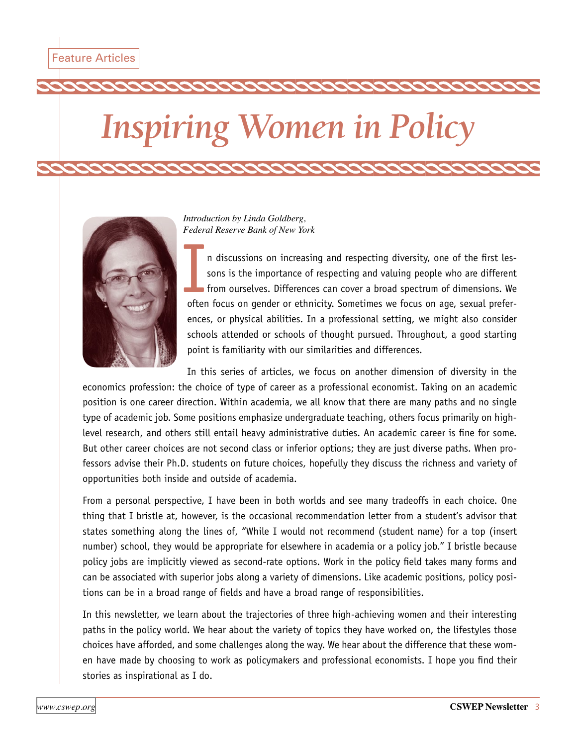Feature Articles

# Inspiring Women in Policy

*Introduction by Linda Goldberg, Federal Reserve Bank of New York*

In discussions on increasing and respecting diversity, one of the first lessons is the importance of respecting and valuing people who are different from ourselves. Differences can cover a broad spectrum of dimensions. We often focus on gender or ethnicity. Sometimes we focus on age, sexual preferences, or physical abilities. In a professional setting, we might also consider schools attended or schools of thought pursued. Throughout, a good starting point is familiarity with our similarities and differences.

In this series of articles, we focus on another dimension of diversity in the economics profession: the choice of type of career as a professional economist. Taking on an academic position is one career direction. Within academia, we all know that there are many paths and no single type of academic job. Some positions emphasize undergraduate teaching, others focus primarily on high-level research, and others still entail heavy administrative duties. An academic career is fine for some. But other career choices are not second class or inferior options; they are just diverse paths. When professors advise their Ph.D. students on future choices, hopefully they discuss the richness and variety of opportunities both inside and outside of academia.

From a personal perspective, I have been in both worlds and see many tradeoffs in each choice. One thing that I bristle at, however, is the occasional recommendation letter from a student's advisor that states something along the lines of, "While I would not recommend (student name) for a top (insert number) school, they would be appropriate for elsewhere in academia or a policy job." I bristle because policy jobs are implicitly viewed as second-rate options. Work in the policy field takes many forms and can be associated with superior jobs along a variety of dimensions. Like academic positions, policy positions can be in a broad range of fields and have a broad range of responsibilities.

In this newsletter, we learn about the trajectories of three high-achieving women and their interesting paths in the policy world. We hear about the variety of topics they have worked on, the lifestyles those choices have afforded, and some challenges along the way. We hear about the difference that these women have made by choosing to work as policymakers and professional economists. I hope you find their stories as inspirational as I do.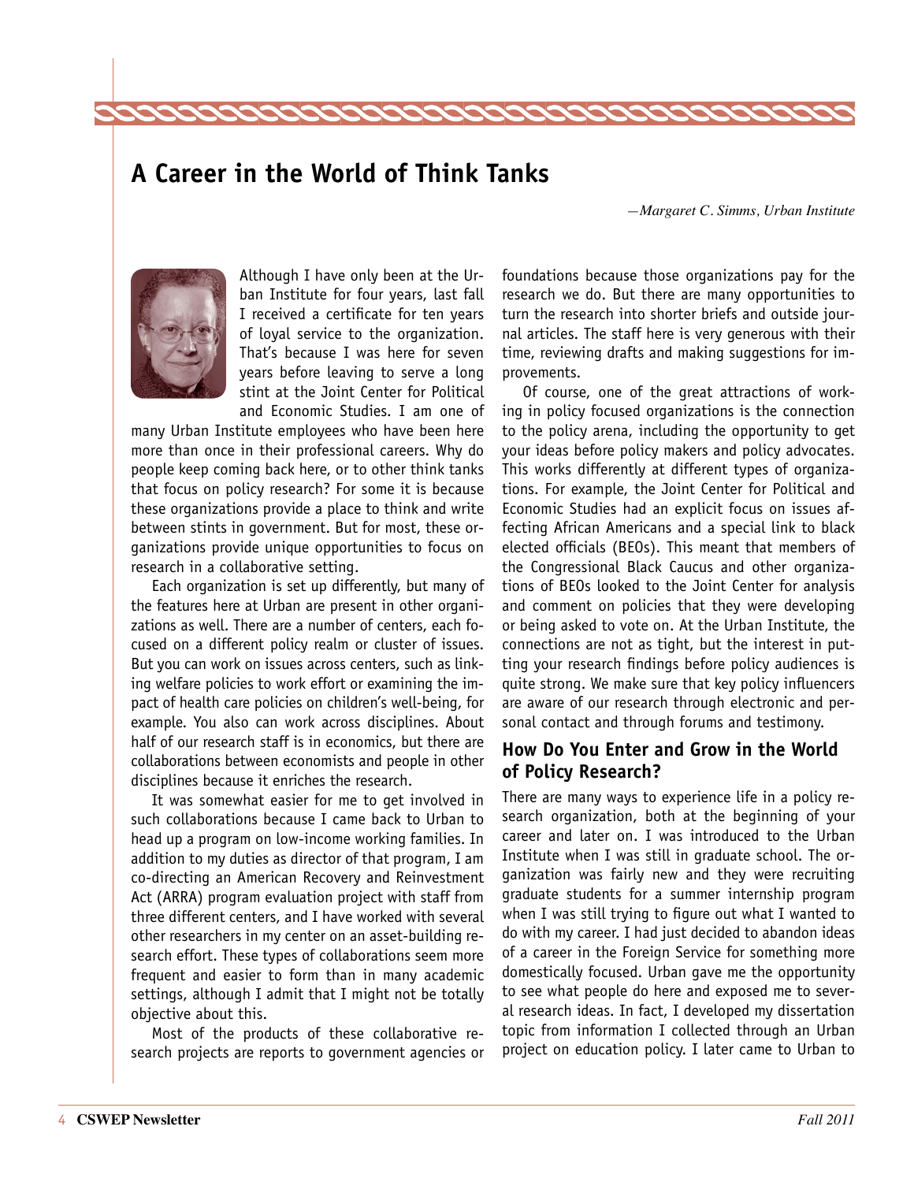# A Career in the World of Think Tanks

*—Margaret C. Simms, Urban Institute*

Although I have only been at the Urban Institute for four years, last fall I received a certificate for ten years of loyal service to the organization. That's because I was here for seven years before leaving to serve a long stint at the Joint Center for Political and Economic Studies. I am one of many Urban Institute employees who have been here more than once in their professional careers. Why do people keep coming back here, or to other think tanks that focus on policy research? For some it is because these organizations provide a place to think and write between stints in government. But for most, these organizations provide unique opportunities to focus on research in a collaborative setting.

Each organization is set up differently, but many of the features here at Urban are present in other organizations as well. There are a number of centers, each focused on a different policy realm or cluster of issues. But you can work on issues across centers, such as linking welfare policies to work effort or examining the impact of health care policies on children's well-being, for example. You also can work across disciplines. About half of our research staff is in economics, but there are collaborations between economists and people in other disciplines because it enriches the research.

It was somewhat easier for me to get involved in such collaborations because I came back to Urban to head up a program on low-income working families. In addition to my duties as director of that program, I am co-directing an American Recovery and Reinvestment Act (ARRA) program evaluation project with staff from three different centers, and I have worked with several other researchers in my center on an asset-building research effort. These types of collaborations seem more frequent and easier to form than in many academic settings, although I admit that I might not be totally objective about this.

Most of the products of these collaborative research projects are reports to government agencies or foundations because those organizations pay for the research we do. But there are many opportunities to turn the research into shorter briefs and outside journal articles. The staff here is very generous with their time, reviewing drafts and making suggestions for improvements.

Of course, one of the great attractions of working in policy focused organizations is the connection to the policy arena, including the opportunity to get your ideas before policy makers and policy advocates. This works differently at different types of organizations. For example, the Joint Center for Political and Economic Studies had an explicit focus on issues affecting African Americans and a special link to black elected officials (BEOs). This meant that members of the Congressional Black Caucus and other organizations of BEOs looked to the Joint Center for analysis and comment on policies that they were developing or being asked to vote on. At the Urban Institute, the connections are not as tight, but the interest in putting your research findings before policy audiences is quite strong. We make sure that key policy influencers are aware of our research through electronic and personal contact and through forums and testimony.

## How Do You Enter and Grow in the World of Policy Research?

There are many ways to experience life in a policy research organization, both at the beginning of your career and later on. I was introduced to the Urban Institute when I was still in graduate school. The organization was fairly new and they were recruiting graduate students for a summer internship program when I was still trying to figure out what I wanted to do with my career. I had just decided to abandon ideas of a career in the Foreign Service for something more domestically focused. Urban gave me the opportunity to see what people do here and exposed me to several research ideas. In fact, I developed my dissertation topic from information I collected through an Urban project on education policy. I later came to Urban to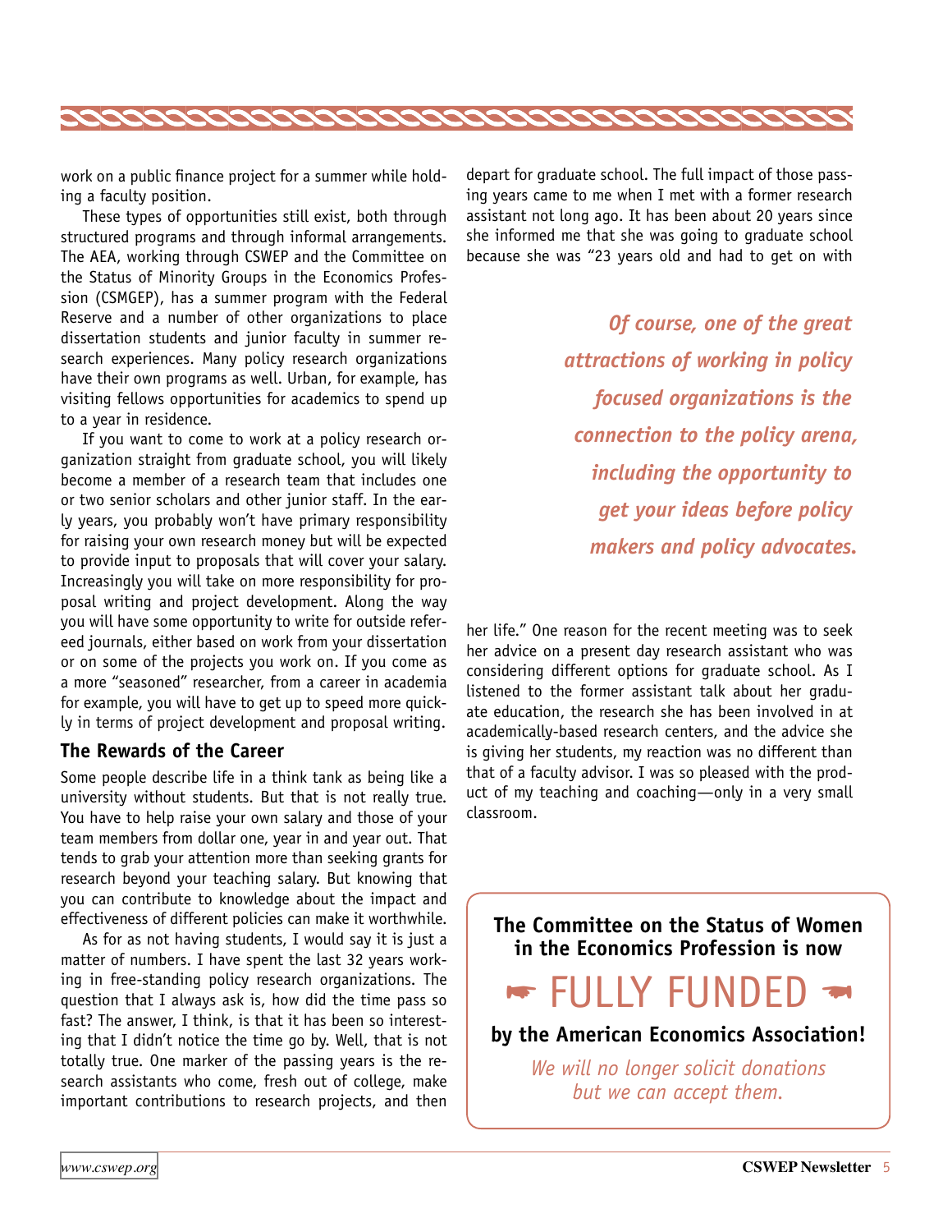work on a public finance project for a summer while holding a faculty position.

These types of opportunities still exist, both through structured programs and through informal arrangements. The AEA, working through CSWEP and the Committee on the Status of Minority Groups in the Economics Profession (CSMGEP), has a summer program with the Federal Reserve and a number of other organizations to place dissertation students and junior faculty in summer research experiences. Many policy research organizations have their own programs as well. Urban, for example, has visiting fellows opportunities for academics to spend up to a year in residence.

If you want to come to work at a policy research organization straight from graduate school, you will likely become a member of a research team that includes one or two senior scholars and other junior staff. In the early years, you probably won't have primary responsibility for raising your own research money but will be expected to provide input to proposals that will cover your salary. Increasingly you will take on more responsibility for proposal writing and project development. Along the way you will have some opportunity to write for outside refereed journals, either based on work from your dissertation or on some of the projects you work on. If you come as a more "seasoned" researcher, from a career in academia for example, you will have to get up to speed more quickly in terms of project development and proposal writing.

### The Rewards of the Career

Some people describe life in a think tank as being like a university without students. But that is not really true. You have to help raise your own salary and those of your team members from dollar one, year in and year out. That tends to grab your attention more than seeking grants for research beyond your teaching salary. But knowing that you can contribute to knowledge about the impact and effectiveness of different policies can make it worthwhile.

As for as not having students, I would say it is just a matter of numbers. I have spent the last 32 years working in free-standing policy research organizations. The question that I always ask is, how did the time pass so fast? The answer, I think, is that it has been so interesting that I didn't notice the time go by. Well, that is not totally true. One marker of the passing years is the research assistants who come, fresh out of college, make important contributions to research projects, and then depart for graduate school. The full impact of those passing years came to me when I met with a former research assistant not long ago. It has been about 20 years since she informed me that she was going to graduate school because she was "23 years old and had to get on with her life." One reason for the recent meeting was to seek her advice on a present day research assistant who was considering different options for graduate school. As I listened to the former assistant talk about her graduate education, the research she has been involved in at academically-based research centers, and the advice she is giving her students, my reaction was no different than that of a faculty advisor. I was so pleased with the product of my teaching and coaching—only in a very small classroom.

> ***Of course, one of the great attractions of working in policy focused organizations is the connection to the policy arena, including the opportunity to get your ideas before policy makers and policy advocates.***

---

**The Committee on the Status of Women in the Economics Profession is now**

☛ FULLY FUNDED ☚

**by the American Economics Association!**

*We will no longer solicit donations but we can accept them.*

---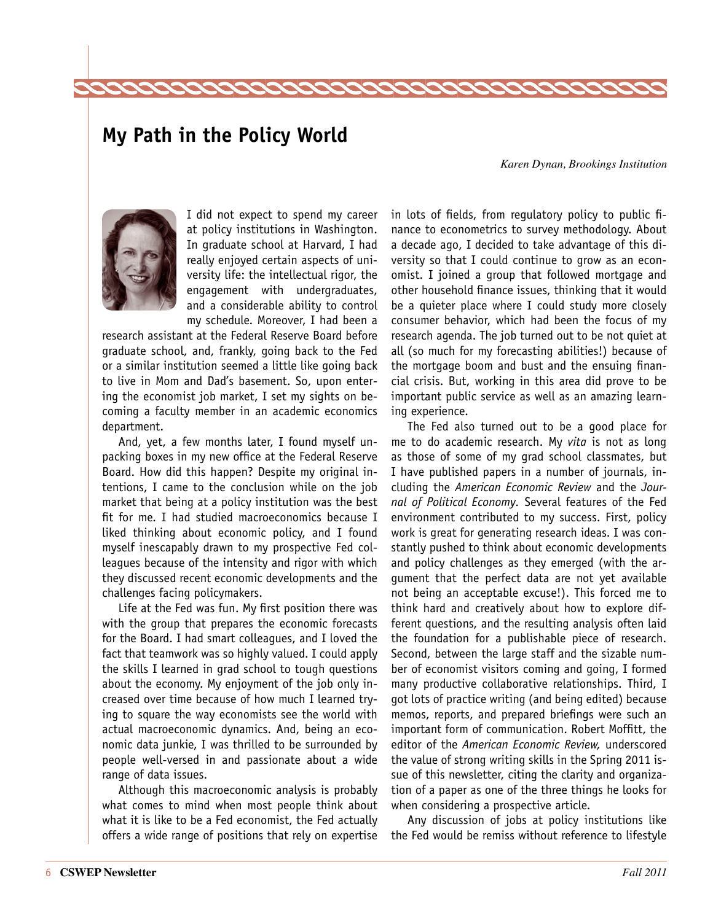## My Path in the Policy World

*Karen Dynan, Brookings Institution*

I did not expect to spend my career at policy institutions in Washington. In graduate school at Harvard, I had really enjoyed certain aspects of university life: the intellectual rigor, the engagement with undergraduates, and a considerable ability to control my schedule. Moreover, I had been a research assistant at the Federal Reserve Board before graduate school, and, frankly, going back to the Fed or a similar institution seemed a little like going back to live in Mom and Dad's basement. So, upon entering the economist job market, I set my sights on becoming a faculty member in an academic economics department.

And, yet, a few months later, I found myself unpacking boxes in my new office at the Federal Reserve Board. How did this happen? Despite my original intentions, I came to the conclusion while on the job market that being at a policy institution was the best fit for me. I had studied macroeconomics because I liked thinking about economic policy, and I found myself inescapably drawn to my prospective Fed colleagues because of the intensity and rigor with which they discussed recent economic developments and the challenges facing policymakers.

Life at the Fed was fun. My first position there was with the group that prepares the economic forecasts for the Board. I had smart colleagues, and I loved the fact that teamwork was so highly valued. I could apply the skills I learned in grad school to tough questions about the economy. My enjoyment of the job only increased over time because of how much I learned trying to square the way economists see the world with actual macroeconomic dynamics. And, being an economic data junkie, I was thrilled to be surrounded by people well-versed in and passionate about a wide range of data issues.

Although this macroeconomic analysis is probably what comes to mind when most people think about what it is like to be a Fed economist, the Fed actually offers a wide range of positions that rely on expertise in lots of fields, from regulatory policy to public finance to econometrics to survey methodology. About a decade ago, I decided to take advantage of this diversity so that I could continue to grow as an economist. I joined a group that followed mortgage and other household finance issues, thinking that it would be a quieter place where I could study more closely consumer behavior, which had been the focus of my research agenda. The job turned out to be not quiet at all (so much for my forecasting abilities!) because of the mortgage boom and bust and the ensuing financial crisis. But, working in this area did prove to be important public service as well as an amazing learning experience.

The Fed also turned out to be a good place for me to do academic research. My *vita* is not as long as those of some of my grad school classmates, but I have published papers in a number of journals, including the *American Economic Review* and the *Journal of Political Economy*. Several features of the Fed environment contributed to my success. First, policy work is great for generating research ideas. I was constantly pushed to think about economic developments and policy challenges as they emerged (with the argument that the perfect data are not yet available not being an acceptable excuse!). This forced me to think hard and creatively about how to explore different questions, and the resulting analysis often laid the foundation for a publishable piece of research. Second, between the large staff and the sizable number of economist visitors coming and going, I formed many productive collaborative relationships. Third, I got lots of practice writing (and being edited) because memos, reports, and prepared briefings were such an important form of communication. Robert Moffitt, the editor of the *American Economic Review,* underscored the value of strong writing skills in the Spring 2011 issue of this newsletter, citing the clarity and organization of a paper as one of the three things he looks for when considering a prospective article.

Any discussion of jobs at policy institutions like the Fed would be remiss without reference to lifestyle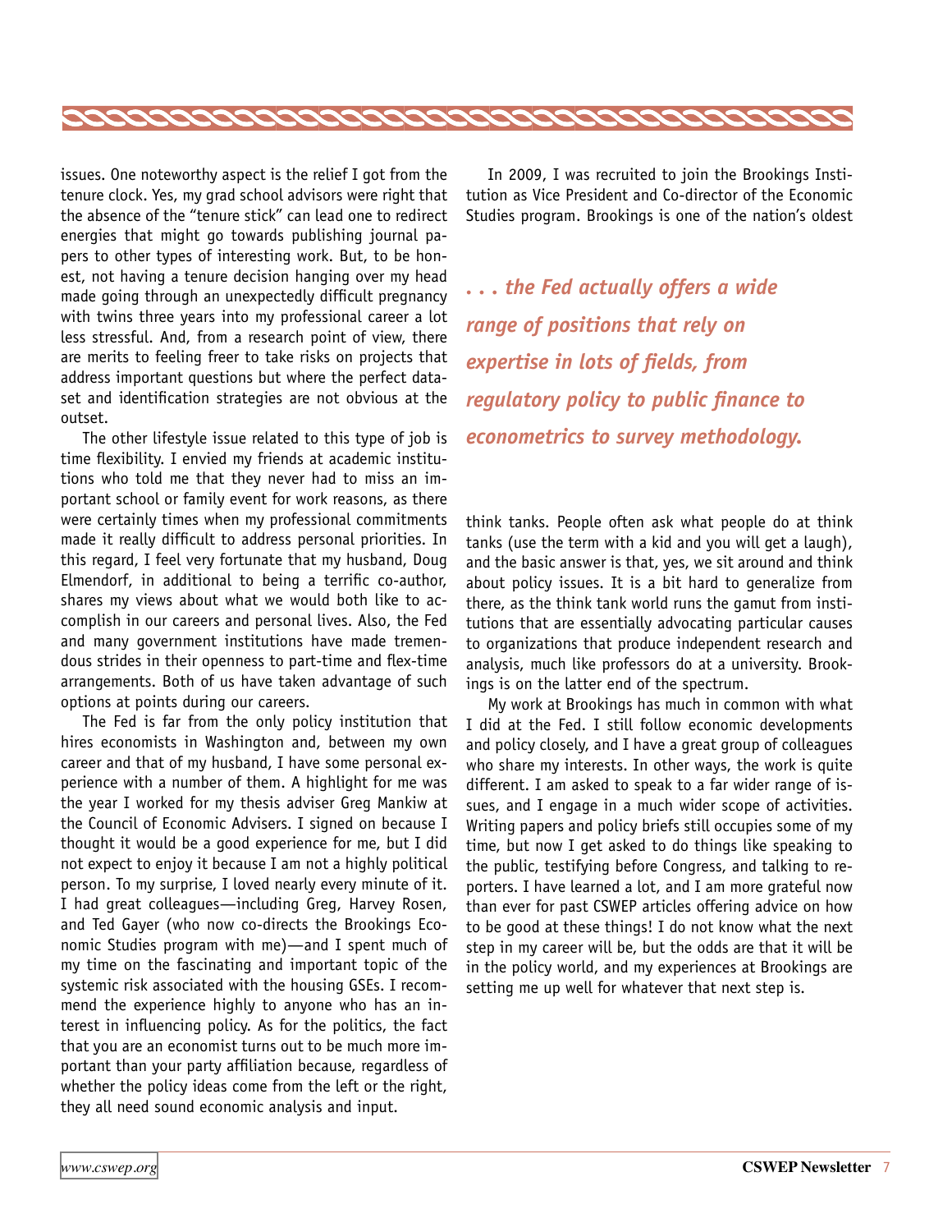issues. One noteworthy aspect is the relief I got from the tenure clock. Yes, my grad school advisors were right that the absence of the "tenure stick" can lead one to redirect energies that might go towards publishing journal papers to other types of interesting work. But, to be honest, not having a tenure decision hanging over my head made going through an unexpectedly difficult pregnancy with twins three years into my professional career a lot less stressful. And, from a research point of view, there are merits to feeling freer to take risks on projects that address important questions but where the perfect dataset and identification strategies are not obvious at the outset.

The other lifestyle issue related to this type of job is time flexibility. I envied my friends at academic institutions who told me that they never had to miss an important school or family event for work reasons, as there were certainly times when my professional commitments made it really difficult to address personal priorities. In this regard, I feel very fortunate that my husband, Doug Elmendorf, in additional to being a terrific co-author, shares my views about what we would both like to accomplish in our careers and personal lives. Also, the Fed and many government institutions have made tremendous strides in their openness to part-time and flex-time arrangements. Both of us have taken advantage of such options at points during our careers.

The Fed is far from the only policy institution that hires economists in Washington and, between my own career and that of my husband, I have some personal experience with a number of them. A highlight for me was the year I worked for my thesis adviser Greg Mankiw at the Council of Economic Advisers. I signed on because I thought it would be a good experience for me, but I did not expect to enjoy it because I am not a highly political person. To my surprise, I loved nearly every minute of it. I had great colleagues—including Greg, Harvey Rosen, and Ted Gayer (who now co-directs the Brookings Economic Studies program with me)—and I spent much of my time on the fascinating and important topic of the systemic risk associated with the housing GSEs. I recommend the experience highly to anyone who has an interest in influencing policy. As for the politics, the fact that you are an economist turns out to be much more important than your party affiliation because, regardless of whether the policy ideas come from the left or the right, they all need sound economic analysis and input.

In 2009, I was recruited to join the Brookings Institution as Vice President and Co-director of the Economic Studies program. Brookings is one of the nation's oldest think tanks. People often ask what people do at think tanks (use the term with a kid and you will get a laugh), and the basic answer is that, yes, we sit around and think about policy issues. It is a bit hard to generalize from there, as the think tank world runs the gamut from institutions that are essentially advocating particular causes to organizations that produce independent research and analysis, much like professors do at a university. Brookings is on the latter end of the spectrum.

> ***. . . the Fed actually offers a wide range of positions that rely on expertise in lots of fields, from regulatory policy to public finance to econometrics to survey methodology.***

My work at Brookings has much in common with what I did at the Fed. I still follow economic developments and policy closely, and I have a great group of colleagues who share my interests. In other ways, the work is quite different. I am asked to speak to a far wider range of issues, and I engage in a much wider scope of activities. Writing papers and policy briefs still occupies some of my time, but now I get asked to do things like speaking to the public, testifying before Congress, and talking to reporters. I have learned a lot, and I am more grateful now than ever for past CSWEP articles offering advice on how to be good at these things! I do not know what the next step in my career will be, but the odds are that it will be in the policy world, and my experiences at Brookings are setting me up well for whatever that next step is.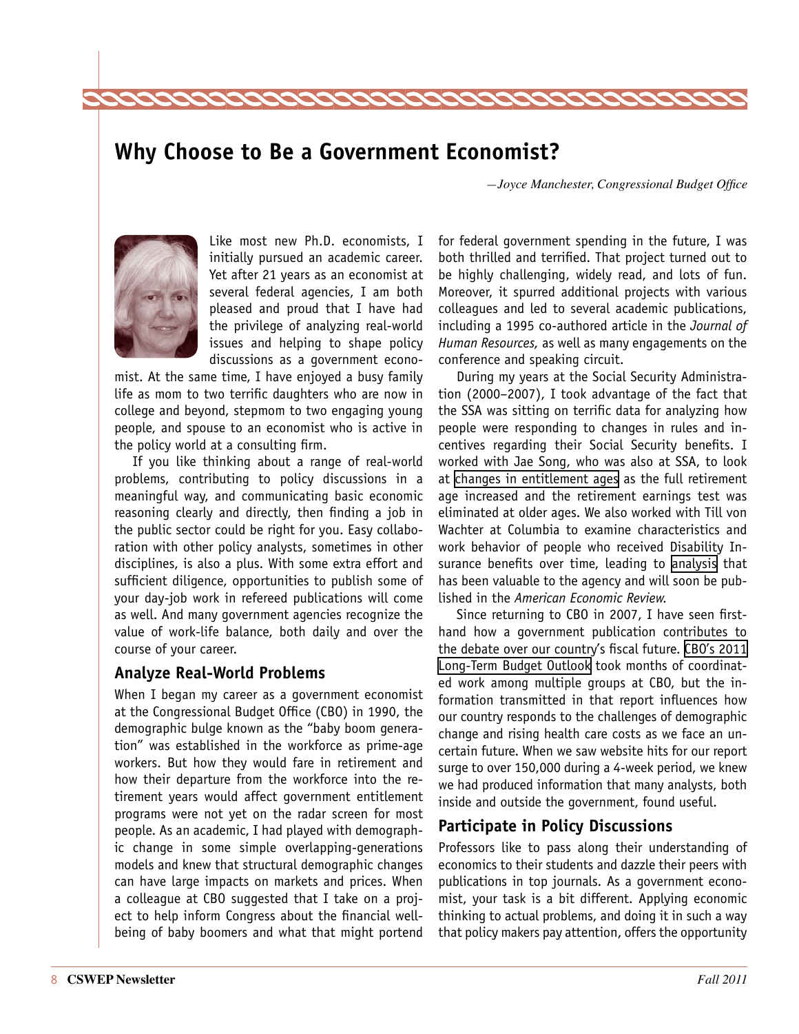## Why Choose to Be a Government Economist?

*—Joyce Manchester, Congressional Budget Office*

Like most new Ph.D. economists, I initially pursued an academic career. Yet after 21 years as an economist at several federal agencies, I am both pleased and proud that I have had the privilege of analyzing real-world issues and helping to shape policy discussions as a government economist. At the same time, I have enjoyed a busy family life as mom to two terrific daughters who are now in college and beyond, stepmom to two engaging young people, and spouse to an economist who is active in the policy world at a consulting firm.

If you like thinking about a range of real-world problems, contributing to policy discussions in a meaningful way, and communicating basic economic reasoning clearly and directly, then finding a job in the public sector could be right for you. Easy collaboration with other policy analysts, sometimes in other disciplines, is also a plus. With some extra effort and sufficient diligence, opportunities to publish some of your day-job work in refereed publications will come as well. And many government agencies recognize the value of work-life balance, both daily and over the course of your career.

### Analyze Real-World Problems

When I began my career as a government economist at the Congressional Budget Office (CBO) in 1990, the demographic bulge known as the "baby boom generation" was established in the workforce as prime-age workers. But how they would fare in retirement and how their departure from the workforce into the retirement years would affect government entitlement programs were not yet on the radar screen for most people. As an academic, I had played with demographic change in some simple overlapping-generations models and knew that structural demographic changes can have large impacts on markets and prices. When a colleague at CBO suggested that I take on a project to help inform Congress about the financial well-being of baby boomers and what that might portend for federal government spending in the future, I was both thrilled and terrified. That project turned out to be highly challenging, widely read, and lots of fun. Moreover, it spurred additional projects with various colleagues and led to several academic publications, including a 1995 co-authored article in the *Journal of Human Resources,* as well as many engagements on the conference and speaking circuit.

During my years at the Social Security Administration (2000–2007), I took advantage of the fact that the SSA was sitting on terrific data for analyzing how people were responding to changes in rules and incentives regarding their Social Security benefits. I worked with Jae Song, who was also at SSA, to look at changes in entitlement ages as the full retirement age increased and the retirement earnings test was eliminated at older ages. We also worked with Till von Wachter at Columbia to examine characteristics and work behavior of people who received Disability Insurance benefits over time, leading to analysis that has been valuable to the agency and will soon be published in the *American Economic Review.*

Since returning to CBO in 2007, I have seen first-hand how a government publication contributes to the debate over our country's fiscal future. CBO's 2011 Long-Term Budget Outlook took months of coordinated work among multiple groups at CBO, but the information transmitted in that report influences how our country responds to the challenges of demographic change and rising health care costs as we face an uncertain future. When we saw website hits for our report surge to over 150,000 during a 4-week period, we knew we had produced information that many analysts, both inside and outside the government, found useful.

### Participate in Policy Discussions

Professors like to pass along their understanding of economics to their students and dazzle their peers with publications in top journals. As a government economist, your task is a bit different. Applying economic thinking to actual problems, and doing it in such a way that policy makers pay attention, offers the opportunity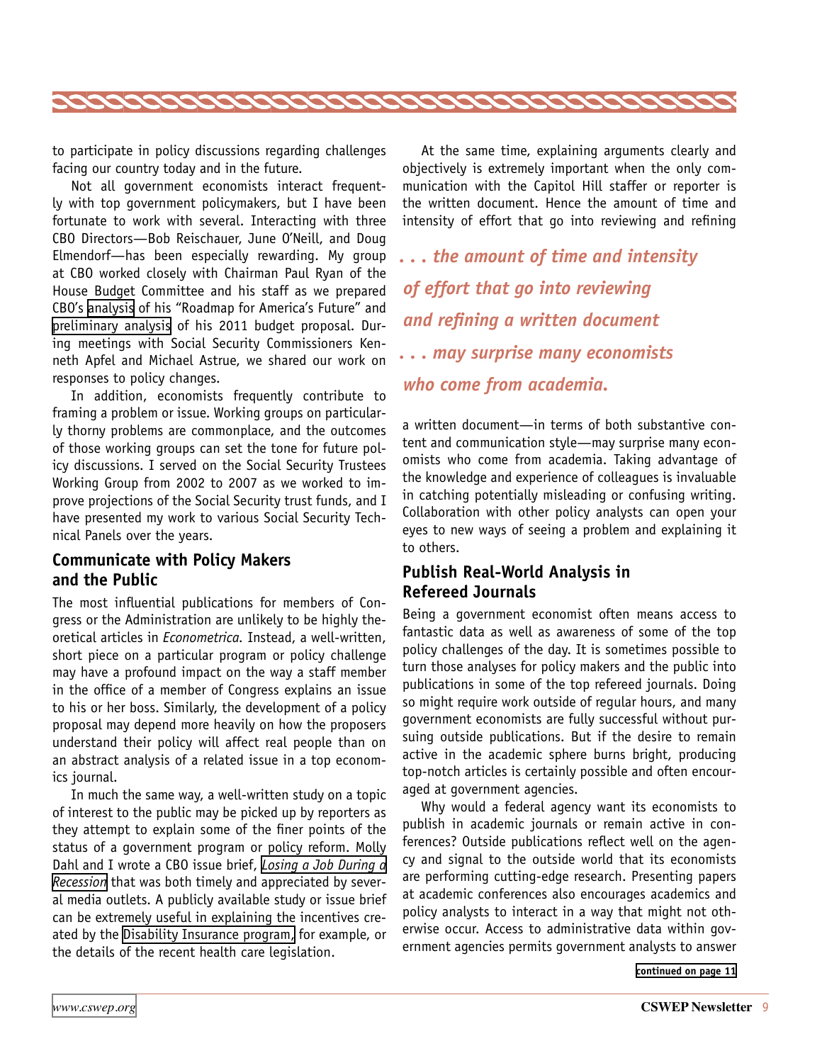to participate in policy discussions regarding challenges facing our country today and in the future.

Not all government economists interact frequently with top government policymakers, but I have been fortunate to work with several. Interacting with three CBO Directors—Bob Reischauer, June O'Neill, and Doug Elmendorf—has been especially rewarding. My group at CBO worked closely with Chairman Paul Ryan of the House Budget Committee and his staff as we prepared CBO's analysis of his "Roadmap for America's Future" and preliminary analysis of his 2011 budget proposal. During meetings with Social Security Commissioners Kenneth Apfel and Michael Astrue, we shared our work on responses to policy changes.

In addition, economists frequently contribute to framing a problem or issue. Working groups on particularly thorny problems are commonplace, and the outcomes of those working groups can set the tone for future policy discussions. I served on the Social Security Trustees Working Group from 2002 to 2007 as we worked to improve projections of the Social Security trust funds, and I have presented my work to various Social Security Technical Panels over the years.

## Communicate with Policy Makers and the Public

The most influential publications for members of Congress or the Administration are unlikely to be highly theoretical articles in *Econometrica*. Instead, a well-written, short piece on a particular program or policy challenge may have a profound impact on the way a staff member in the office of a member of Congress explains an issue to his or her boss. Similarly, the development of a policy proposal may depend more heavily on how the proposers understand their policy will affect real people than on an abstract analysis of a related issue in a top economics journal.

In much the same way, a well-written study on a topic of interest to the public may be picked up by reporters as they attempt to explain some of the finer points of the status of a government program or policy reform. Molly Dahl and I wrote a CBO issue brief, *Losing a Job During a Recession* that was both timely and appreciated by several media outlets. A publicly available study or issue brief can be extremely useful in explaining the incentives created by the Disability Insurance program, for example, or the details of the recent health care legislation.

At the same time, explaining arguments clearly and objectively is extremely important when the only communication with the Capitol Hill staffer or reporter is the written document. Hence the amount of time and intensity of effort that go into reviewing and refining a written document—in terms of both substantive content and communication style—may surprise many economists who come from academia. Taking advantage of the knowledge and experience of colleagues is invaluable in catching potentially misleading or confusing writing. Collaboration with other policy analysts can open your eyes to new ways of seeing a problem and explaining it to others.

***. . . the amount of time and intensity of effort that go into reviewing and refining a written document . . . may surprise many economists who come from academia.***

## Publish Real-World Analysis in Refereed Journals

Being a government economist often means access to fantastic data as well as awareness of some of the top policy challenges of the day. It is sometimes possible to turn those analyses for policy makers and the public into publications in some of the top refereed journals. Doing so might require work outside of regular hours, and many government economists are fully successful without pursuing outside publications. But if the desire to remain active in the academic sphere burns bright, producing top-notch articles is certainly possible and often encouraged at government agencies.

Why would a federal agency want its economists to publish in academic journals or remain active in conferences? Outside publications reflect well on the agency and signal to the outside world that its economists are performing cutting-edge research. Presenting papers at academic conferences also encourages academics and policy analysts to interact in a way that might not otherwise occur. Access to administrative data within government agencies permits government analysts to answer

continued on page 11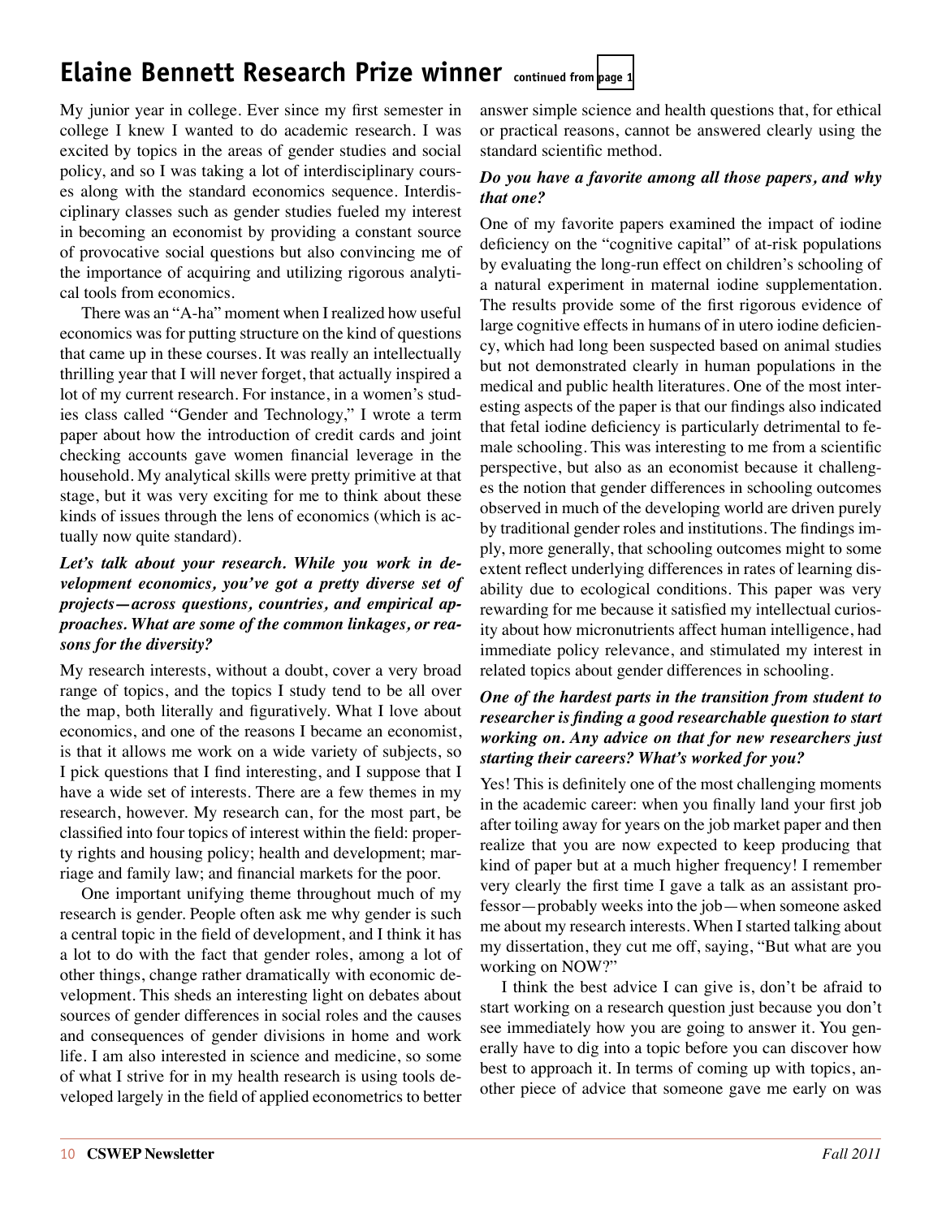## Elaine Bennett Research Prize winner continued from page 1

My junior year in college. Ever since my first semester in college I knew I wanted to do academic research. I was excited by topics in the areas of gender studies and social policy, and so I was taking a lot of interdisciplinary courses along with the standard economics sequence. Interdisciplinary classes such as gender studies fueled my interest in becoming an economist by providing a constant source of provocative social questions but also convincing me of the importance of acquiring and utilizing rigorous analytical tools from economics.

There was an "A-ha" moment when I realized how useful economics was for putting structure on the kind of questions that came up in these courses. It was really an intellectually thrilling year that I will never forget, that actually inspired a lot of my current research. For instance, in a women's studies class called "Gender and Technology," I wrote a term paper about how the introduction of credit cards and joint checking accounts gave women financial leverage in the household. My analytical skills were pretty primitive at that stage, but it was very exciting for me to think about these kinds of issues through the lens of economics (which is actually now quite standard).

***Let's talk about your research. While you work in development economics, you've got a pretty diverse set of projects—across questions, countries, and empirical approaches. What are some of the common linkages, or reasons for the diversity?***

My research interests, without a doubt, cover a very broad range of topics, and the topics I study tend to be all over the map, both literally and figuratively. What I love about economics, and one of the reasons I became an economist, is that it allows me work on a wide variety of subjects, so I pick questions that I find interesting, and I suppose that I have a wide set of interests. There are a few themes in my research, however. My research can, for the most part, be classified into four topics of interest within the field: property rights and housing policy; health and development; marriage and family law; and financial markets for the poor.

One important unifying theme throughout much of my research is gender. People often ask me why gender is such a central topic in the field of development, and I think it has a lot to do with the fact that gender roles, among a lot of other things, change rather dramatically with economic development. This sheds an interesting light on debates about sources of gender differences in social roles and the causes and consequences of gender divisions in home and work life. I am also interested in science and medicine, so some of what I strive for in my health research is using tools developed largely in the field of applied econometrics to better answer simple science and health questions that, for ethical or practical reasons, cannot be answered clearly using the standard scientific method.

***Do you have a favorite among all those papers, and why that one?***

One of my favorite papers examined the impact of iodine deficiency on the "cognitive capital" of at-risk populations by evaluating the long-run effect on children's schooling of a natural experiment in maternal iodine supplementation. The results provide some of the first rigorous evidence of large cognitive effects in humans of in utero iodine deficiency, which had long been suspected based on animal studies but not demonstrated clearly in human populations in the medical and public health literatures. One of the most interesting aspects of the paper is that our findings also indicated that fetal iodine deficiency is particularly detrimental to female schooling. This was interesting to me from a scientific perspective, but also as an economist because it challenges the notion that gender differences in schooling outcomes observed in much of the developing world are driven purely by traditional gender roles and institutions. The findings imply, more generally, that schooling outcomes might to some extent reflect underlying differences in rates of learning disability due to ecological conditions. This paper was very rewarding for me because it satisfied my intellectual curiosity about how micronutrients affect human intelligence, had immediate policy relevance, and stimulated my interest in related topics about gender differences in schooling.

***One of the hardest parts in the transition from student to researcher is finding a good researchable question to start working on. Any advice on that for new researchers just starting their careers? What's worked for you?***

Yes! This is definitely one of the most challenging moments in the academic career: when you finally land your first job after toiling away for years on the job market paper and then realize that you are now expected to keep producing that kind of paper but at a much higher frequency! I remember very clearly the first time I gave a talk as an assistant professor—probably weeks into the job—when someone asked me about my research interests. When I started talking about my dissertation, they cut me off, saying, "But what are you working on NOW?"

I think the best advice I can give is, don't be afraid to start working on a research question just because you don't see immediately how you are going to answer it. You generally have to dig into a topic before you can discover how best to approach it. In terms of coming up with topics, another piece of advice that someone gave me early on was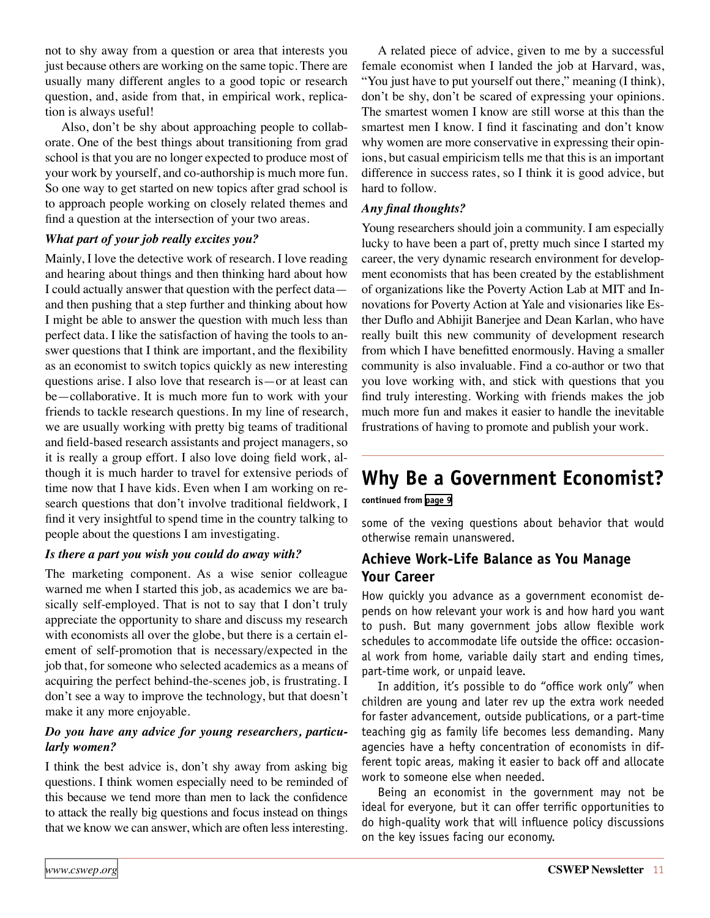not to shy away from a question or area that interests you just because others are working on the same topic. There are usually many different angles to a good topic or research question, and, aside from that, in empirical work, replication is always useful!

Also, don't be shy about approaching people to collaborate. One of the best things about transitioning from grad school is that you are no longer expected to produce most of your work by yourself, and co-authorship is much more fun. So one way to get started on new topics after grad school is to approach people working on closely related themes and find a question at the intersection of your two areas.

***What part of your job really excites you?***

Mainly, I love the detective work of research. I love reading and hearing about things and then thinking hard about how I could actually answer that question with the perfect data—and then pushing that a step further and thinking about how I might be able to answer the question with much less than perfect data. I like the satisfaction of having the tools to answer questions that I think are important, and the flexibility as an economist to switch topics quickly as new interesting questions arise. I also love that research is—or at least can be—collaborative. It is much more fun to work with your friends to tackle research questions. In my line of research, we are usually working with pretty big teams of traditional and field-based research assistants and project managers, so it is really a group effort. I also love doing field work, although it is much harder to travel for extensive periods of time now that I have kids. Even when I am working on research questions that don't involve traditional fieldwork, I find it very insightful to spend time in the country talking to people about the questions I am investigating.

***Is there a part you wish you could do away with?***

The marketing component. As a wise senior colleague warned me when I started this job, as academics we are basically self-employed. That is not to say that I don't truly appreciate the opportunity to share and discuss my research with economists all over the globe, but there is a certain element of self-promotion that is necessary/expected in the job that, for someone who selected academics as a means of acquiring the perfect behind-the-scenes job, is frustrating. I don't see a way to improve the technology, but that doesn't make it any more enjoyable.

***Do you have any advice for young researchers, particularly women?***

I think the best advice is, don't shy away from asking big questions. I think women especially need to be reminded of this because we tend more than men to lack the confidence to attack the really big questions and focus instead on things that we know we can answer, which are often less interesting.

A related piece of advice, given to me by a successful female economist when I landed the job at Harvard, was, "You just have to put yourself out there," meaning (I think), don't be shy, don't be scared of expressing your opinions. The smartest women I know are still worse at this than the smartest men I know. I find it fascinating and don't know why women are more conservative in expressing their opinions, but casual empiricism tells me that this is an important difference in success rates, so I think it is good advice, but hard to follow.

***Any final thoughts?***

Young researchers should join a community. I am especially lucky to have been a part of, pretty much since I started my career, the very dynamic research environment for development economists that has been created by the establishment of organizations like the Poverty Action Lab at MIT and Innovations for Poverty Action at Yale and visionaries like Esther Duflo and Abhijit Banerjee and Dean Karlan, who have really built this new community of development research from which I have benefitted enormously. Having a smaller community is also invaluable. Find a co-author or two that you love working with, and stick with questions that you find truly interesting. Working with friends makes the job much more fun and makes it easier to handle the inevitable frustrations of having to promote and publish your work.

## Why Be a Government Economist?

**continued from page 9**

some of the vexing questions about behavior that would otherwise remain unanswered.

### Achieve Work-Life Balance as You Manage Your Career

How quickly you advance as a government economist depends on how relevant your work is and how hard you want to push. But many government jobs allow flexible work schedules to accommodate life outside the office: occasional work from home, variable daily start and ending times, part-time work, or unpaid leave.

In addition, it's possible to do "office work only" when children are young and later rev up the extra work needed for faster advancement, outside publications, or a part-time teaching gig as family life becomes less demanding. Many agencies have a hefty concentration of economists in different topic areas, making it easier to back off and allocate work to someone else when needed.

Being an economist in the government may not be ideal for everyone, but it can offer terrific opportunities to do high-quality work that will influence policy discussions on the key issues facing our economy.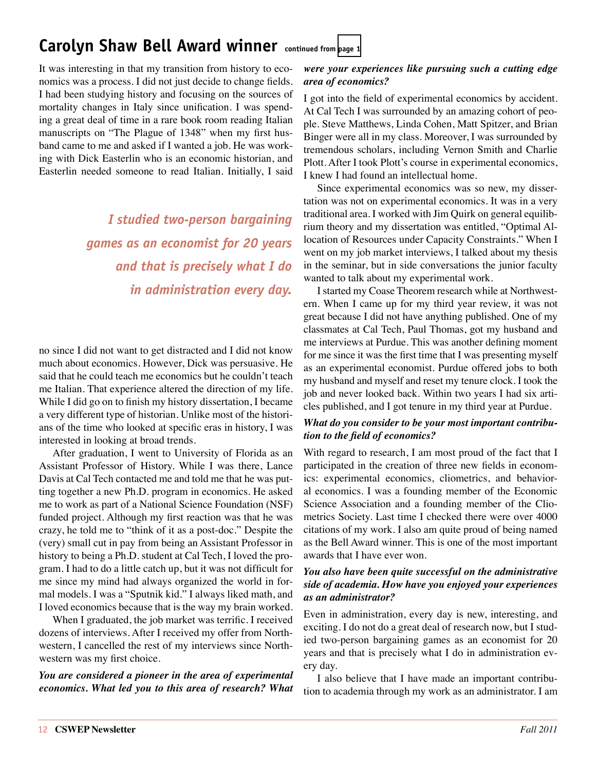## Carolyn Shaw Bell Award winner continued from page 1

It was interesting in that my transition from history to economics was a process. I did not just decide to change fields. I had been studying history and focusing on the sources of mortality changes in Italy since unification. I was spending a great deal of time in a rare book room reading Italian manuscripts on "The Plague of 1348" when my first husband came to me and asked if I wanted a job. He was working with Dick Easterlin who is an economic historian, and Easterlin needed someone to read Italian. Initially, I said no since I did not want to get distracted and I did not know much about economics. However, Dick was persuasive. He said that he could teach me economics but he couldn't teach me Italian. That experience altered the direction of my life. While I did go on to finish my history dissertation, I became a very different type of historian. Unlike most of the historians of the time who looked at specific eras in history, I was interested in looking at broad trends.

*I studied two-person bargaining games as an economist for 20 years and that is precisely what I do in administration every day.*

After graduation, I went to University of Florida as an Assistant Professor of History. While I was there, Lance Davis at Cal Tech contacted me and told me that he was putting together a new Ph.D. program in economics. He asked me to work as part of a National Science Foundation (NSF) funded project. Although my first reaction was that he was crazy, he told me to "think of it as a post-doc." Despite the (very) small cut in pay from being an Assistant Professor in history to being a Ph.D. student at Cal Tech, I loved the program. I had to do a little catch up, but it was not difficult for me since my mind had always organized the world in formal models. I was a "Sputnik kid." I always liked math, and I loved economics because that is the way my brain worked.

When I graduated, the job market was terrific. I received dozens of interviews. After I received my offer from Northwestern, I cancelled the rest of my interviews since Northwestern was my first choice.

***You are considered a pioneer in the area of experimental economics. What led you to this area of research? What were your experiences like pursuing such a cutting edge area of economics?***

I got into the field of experimental economics by accident. At Cal Tech I was surrounded by an amazing cohort of people. Steve Matthews, Linda Cohen, Matt Spitzer, and Brian Binger were all in my class. Moreover, I was surrounded by tremendous scholars, including Vernon Smith and Charlie Plott. After I took Plott's course in experimental economics, I knew I had found an intellectual home.

Since experimental economics was so new, my dissertation was not on experimental economics. It was in a very traditional area. I worked with Jim Quirk on general equilibrium theory and my dissertation was entitled, "Optimal Allocation of Resources under Capacity Constraints." When I went on my job market interviews, I talked about my thesis in the seminar, but in side conversations the junior faculty wanted to talk about my experimental work.

I started my Coase Theorem research while at Northwestern. When I came up for my third year review, it was not great because I did not have anything published. One of my classmates at Cal Tech, Paul Thomas, got my husband and me interviews at Purdue. This was another defining moment for me since it was the first time that I was presenting myself as an experimental economist. Purdue offered jobs to both my husband and myself and reset my tenure clock. I took the job and never looked back. Within two years I had six articles published, and I got tenure in my third year at Purdue.

***What do you consider to be your most important contribution to the field of economics?***

With regard to research, I am most proud of the fact that I participated in the creation of three new fields in economics: experimental economics, cliometrics, and behavioral economics. I was a founding member of the Economic Science Association and a founding member of the Cliometrics Society. Last time I checked there were over 4000 citations of my work. I also am quite proud of being named as the Bell Award winner. This is one of the most important awards that I have ever won.

***You also have been quite successful on the administrative side of academia. How have you enjoyed your experiences as an administrator?***

Even in administration, every day is new, interesting, and exciting. I do not do a great deal of research now, but I studied two-person bargaining games as an economist for 20 years and that is precisely what I do in administration every day.

I also believe that I have made an important contribution to academia through my work as an administrator. I am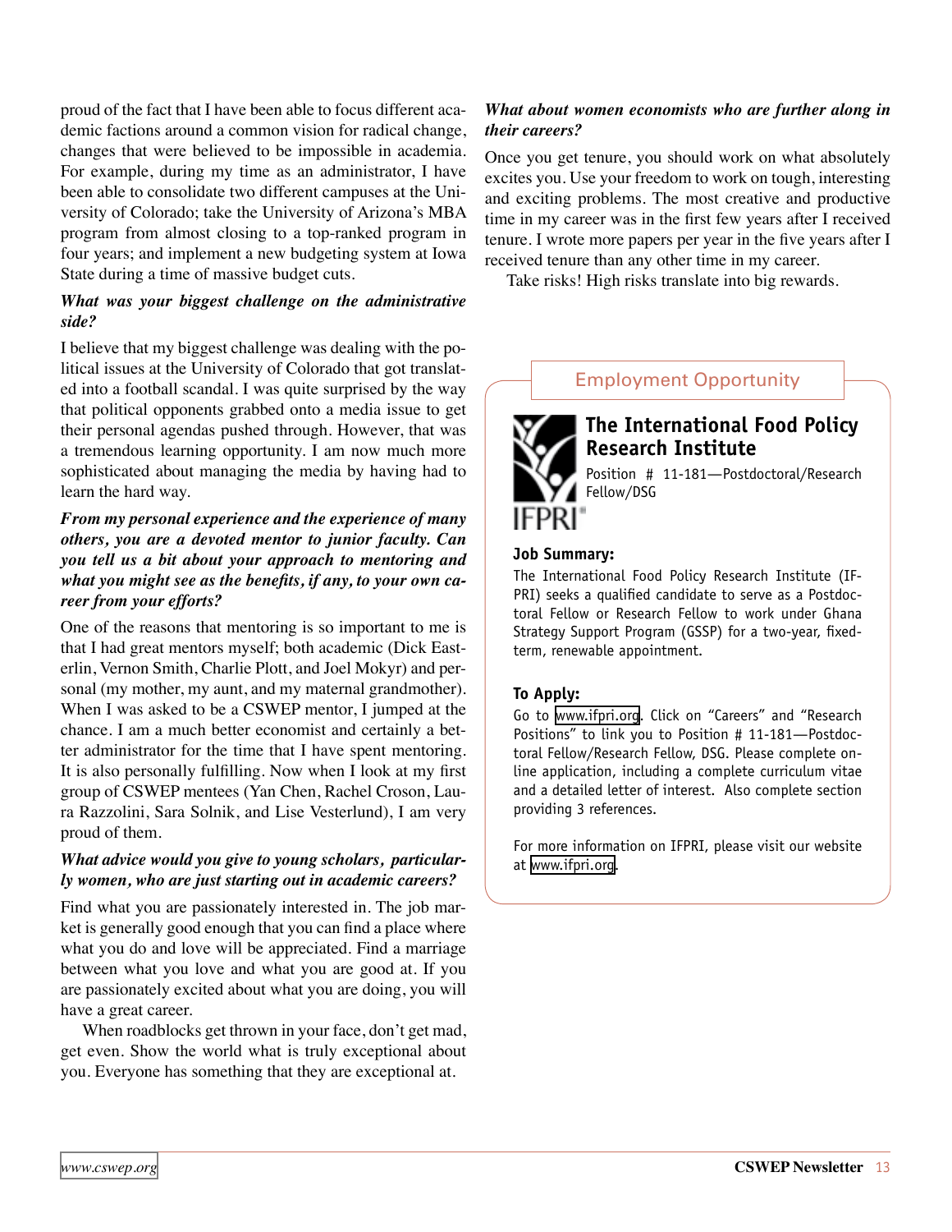proud of the fact that I have been able to focus different academic factions around a common vision for radical change, changes that were believed to be impossible in academia. For example, during my time as an administrator, I have been able to consolidate two different campuses at the University of Colorado; take the University of Arizona's MBA program from almost closing to a top-ranked program in four years; and implement a new budgeting system at Iowa State during a time of massive budget cuts.

***What was your biggest challenge on the administrative side?***

I believe that my biggest challenge was dealing with the political issues at the University of Colorado that got translated into a football scandal. I was quite surprised by the way that political opponents grabbed onto a media issue to get their personal agendas pushed through. However, that was a tremendous learning opportunity. I am now much more sophisticated about managing the media by having had to learn the hard way.

***From my personal experience and the experience of many others, you are a devoted mentor to junior faculty. Can you tell us a bit about your approach to mentoring and what you might see as the benefits, if any, to your own career from your efforts?***

One of the reasons that mentoring is so important to me is that I had great mentors myself; both academic (Dick Easterlin, Vernon Smith, Charlie Plott, and Joel Mokyr) and personal (my mother, my aunt, and my maternal grandmother). When I was asked to be a CSWEP mentor, I jumped at the chance. I am a much better economist and certainly a better administrator for the time that I have spent mentoring. It is also personally fulfilling. Now when I look at my first group of CSWEP mentees (Yan Chen, Rachel Croson, Laura Razzolini, Sara Solnik, and Lise Vesterlund), I am very proud of them.

***What advice would you give to young scholars, particularly women, who are just starting out in academic careers?***

Find what you are passionately interested in. The job market is generally good enough that you can find a place where what you do and love will be appreciated. Find a marriage between what you love and what you are good at. If you are passionately excited about what you are doing, you will have a great career.

When roadblocks get thrown in your face, don't get mad, get even. Show the world what is truly exceptional about you. Everyone has something that they are exceptional at.

***What about women economists who are further along in their careers?***

Once you get tenure, you should work on what absolutely excites you. Use your freedom to work on tough, interesting and exciting problems. The most creative and productive time in my career was in the first few years after I received tenure. I wrote more papers per year in the five years after I received tenure than any other time in my career.

Take risks! High risks translate into big rewards.

## Employment Opportunity

IFPRI®

### The International Food Policy Research Institute

Position # 11-181—Postdoctoral/Research Fellow/DSG

**Job Summary:**

The International Food Policy Research Institute (IFPRI) seeks a qualified candidate to serve as a Postdoctoral Fellow or Research Fellow to work under Ghana Strategy Support Program (GSSP) for a two-year, fixed-term, renewable appointment.

**To Apply:**

Go to www.ifpri.org. Click on "Careers" and "Research Positions" to link you to Position # 11-181—Postdoctoral Fellow/Research Fellow, DSG. Please complete online application, including a complete curriculum vitae and a detailed letter of interest. Also complete section providing 3 references.

For more information on IFPRI, please visit our website at www.ifpri.org.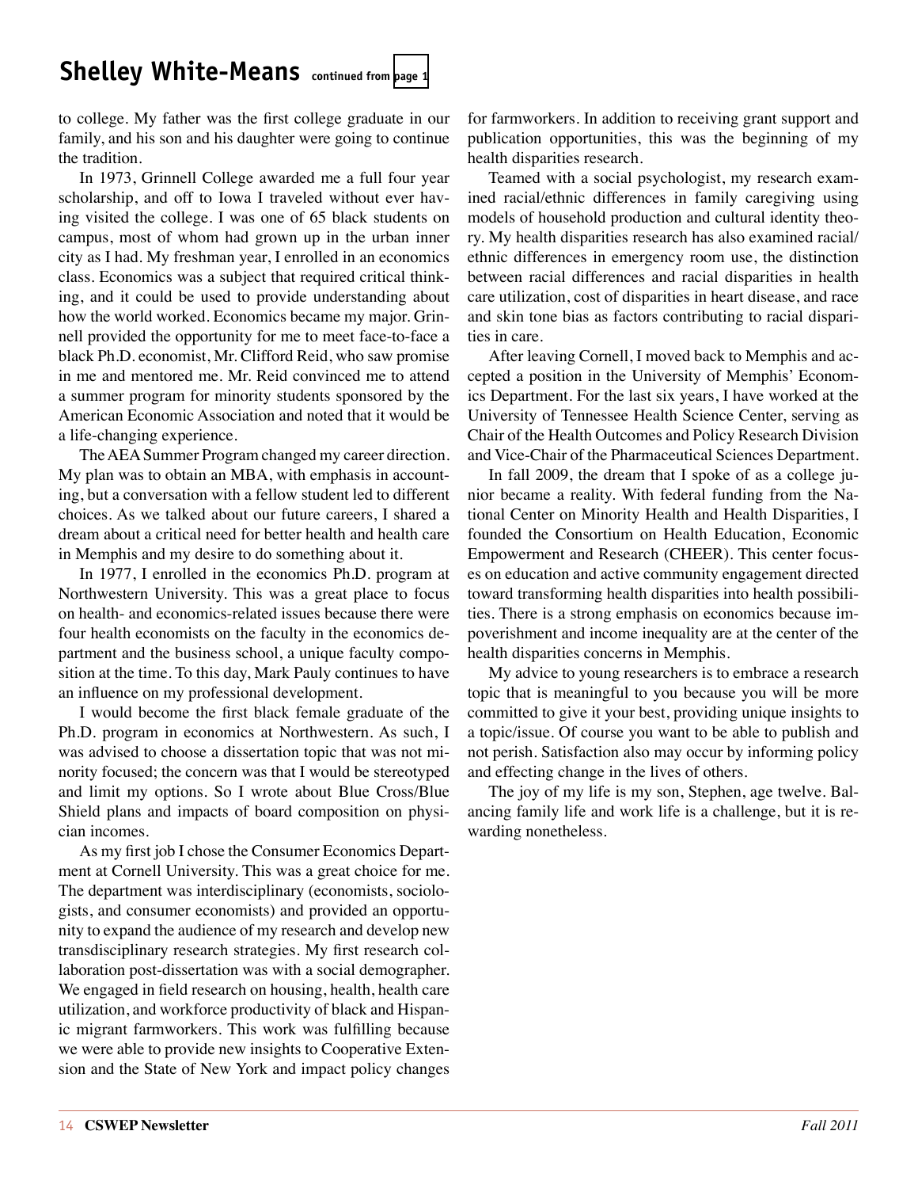## Shelley White-Means continued from page 1

to college. My father was the first college graduate in our family, and his son and his daughter were going to continue the tradition.

In 1973, Grinnell College awarded me a full four year scholarship, and off to Iowa I traveled without ever having visited the college. I was one of 65 black students on campus, most of whom had grown up in the urban inner city as I had. My freshman year, I enrolled in an economics class. Economics was a subject that required critical thinking, and it could be used to provide understanding about how the world worked. Economics became my major. Grinnell provided the opportunity for me to meet face-to-face a black Ph.D. economist, Mr. Clifford Reid, who saw promise in me and mentored me. Mr. Reid convinced me to attend a summer program for minority students sponsored by the American Economic Association and noted that it would be a life-changing experience.

The AEA Summer Program changed my career direction. My plan was to obtain an MBA, with emphasis in accounting, but a conversation with a fellow student led to different choices. As we talked about our future careers, I shared a dream about a critical need for better health and health care in Memphis and my desire to do something about it.

In 1977, I enrolled in the economics Ph.D. program at Northwestern University. This was a great place to focus on health- and economics-related issues because there were four health economists on the faculty in the economics department and the business school, a unique faculty composition at the time. To this day, Mark Pauly continues to have an influence on my professional development.

I would become the first black female graduate of the Ph.D. program in economics at Northwestern. As such, I was advised to choose a dissertation topic that was not minority focused; the concern was that I would be stereotyped and limit my options. So I wrote about Blue Cross/Blue Shield plans and impacts of board composition on physician incomes.

As my first job I chose the Consumer Economics Department at Cornell University. This was a great choice for me. The department was interdisciplinary (economists, sociologists, and consumer economists) and provided an opportunity to expand the audience of my research and develop new transdisciplinary research strategies. My first research collaboration post-dissertation was with a social demographer. We engaged in field research on housing, health, health care utilization, and workforce productivity of black and Hispanic migrant farmworkers. This work was fulfilling because we were able to provide new insights to Cooperative Extension and the State of New York and impact policy changes for farmworkers. In addition to receiving grant support and publication opportunities, this was the beginning of my health disparities research.

Teamed with a social psychologist, my research examined racial/ethnic differences in family caregiving using models of household production and cultural identity theory. My health disparities research has also examined racial/ethnic differences in emergency room use, the distinction between racial differences and racial disparities in health care utilization, cost of disparities in heart disease, and race and skin tone bias as factors contributing to racial disparities in care.

After leaving Cornell, I moved back to Memphis and accepted a position in the University of Memphis' Economics Department. For the last six years, I have worked at the University of Tennessee Health Science Center, serving as Chair of the Health Outcomes and Policy Research Division and Vice-Chair of the Pharmaceutical Sciences Department.

In fall 2009, the dream that I spoke of as a college junior became a reality. With federal funding from the National Center on Minority Health and Health Disparities, I founded the Consortium on Health Education, Economic Empowerment and Research (CHEER). This center focuses on education and active community engagement directed toward transforming health disparities into health possibilities. There is a strong emphasis on economics because impoverishment and income inequality are at the center of the health disparities concerns in Memphis.

My advice to young researchers is to embrace a research topic that is meaningful to you because you will be more committed to give it your best, providing unique insights to a topic/issue. Of course you want to be able to publish and not perish. Satisfaction also may occur by informing policy and effecting change in the lives of others.

The joy of my life is my son, Stephen, age twelve. Balancing family life and work life is a challenge, but it is rewarding nonetheless.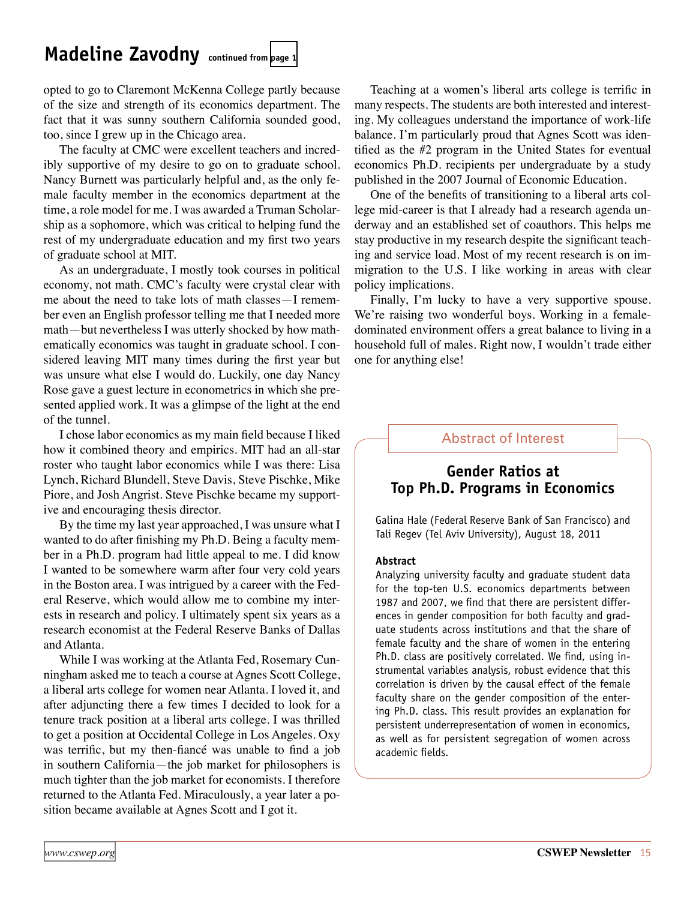## Madeline Zavodny continued from page 1

opted to go to Claremont McKenna College partly because of the size and strength of its economics department. The fact that it was sunny southern California sounded good, too, since I grew up in the Chicago area.

The faculty at CMC were excellent teachers and incredibly supportive of my desire to go on to graduate school. Nancy Burnett was particularly helpful and, as the only female faculty member in the economics department at the time, a role model for me. I was awarded a Truman Scholarship as a sophomore, which was critical to helping fund the rest of my undergraduate education and my first two years of graduate school at MIT.

As an undergraduate, I mostly took courses in political economy, not math. CMC's faculty were crystal clear with me about the need to take lots of math classes—I remember even an English professor telling me that I needed more math—but nevertheless I was utterly shocked by how mathematically economics was taught in graduate school. I considered leaving MIT many times during the first year but was unsure what else I would do. Luckily, one day Nancy Rose gave a guest lecture in econometrics in which she presented applied work. It was a glimpse of the light at the end of the tunnel.

I chose labor economics as my main field because I liked how it combined theory and empirics. MIT had an all-star roster who taught labor economics while I was there: Lisa Lynch, Richard Blundell, Steve Davis, Steve Pischke, Mike Piore, and Josh Angrist. Steve Pischke became my supportive and encouraging thesis director.

By the time my last year approached, I was unsure what I wanted to do after finishing my Ph.D. Being a faculty member in a Ph.D. program had little appeal to me. I did know I wanted to be somewhere warm after four very cold years in the Boston area. I was intrigued by a career with the Federal Reserve, which would allow me to combine my interests in research and policy. I ultimately spent six years as a research economist at the Federal Reserve Banks of Dallas and Atlanta.

While I was working at the Atlanta Fed, Rosemary Cunningham asked me to teach a course at Agnes Scott College, a liberal arts college for women near Atlanta. I loved it, and after adjuncting there a few times I decided to look for a tenure track position at a liberal arts college. I was thrilled to get a position at Occidental College in Los Angeles. Oxy was terrific, but my then-fiancé was unable to find a job in southern California—the job market for philosophers is much tighter than the job market for economists. I therefore returned to the Atlanta Fed. Miraculously, a year later a position became available at Agnes Scott and I got it.

Teaching at a women's liberal arts college is terrific in many respects. The students are both interested and interesting. My colleagues understand the importance of work-life balance. I'm particularly proud that Agnes Scott was identified as the #2 program in the United States for eventual economics Ph.D. recipients per undergraduate by a study published in the 2007 Journal of Economic Education.

One of the benefits of transitioning to a liberal arts college mid-career is that I already had a research agenda underway and an established set of coauthors. This helps me stay productive in my research despite the significant teaching and service load. Most of my recent research is on immigration to the U.S. I like working in areas with clear policy implications.

Finally, I'm lucky to have a very supportive spouse. We're raising two wonderful boys. Working in a female-dominated environment offers a great balance to living in a household full of males. Right now, I wouldn't trade either one for anything else!

---

### Abstract of Interest

## Gender Ratios at Top Ph.D. Programs in Economics

Galina Hale (Federal Reserve Bank of San Francisco) and Tali Regev (Tel Aviv University), August 18, 2011

**Abstract**

Analyzing university faculty and graduate student data for the top-ten U.S. economics departments between 1987 and 2007, we find that there are persistent differences in gender composition for both faculty and graduate students across institutions and that the share of female faculty and the share of women in the entering Ph.D. class are positively correlated. We find, using instrumental variables analysis, robust evidence that this correlation is driven by the causal effect of the female faculty share on the gender composition of the entering Ph.D. class. This result provides an explanation for persistent underrepresentation of women in economics, as well as for persistent segregation of women across academic fields.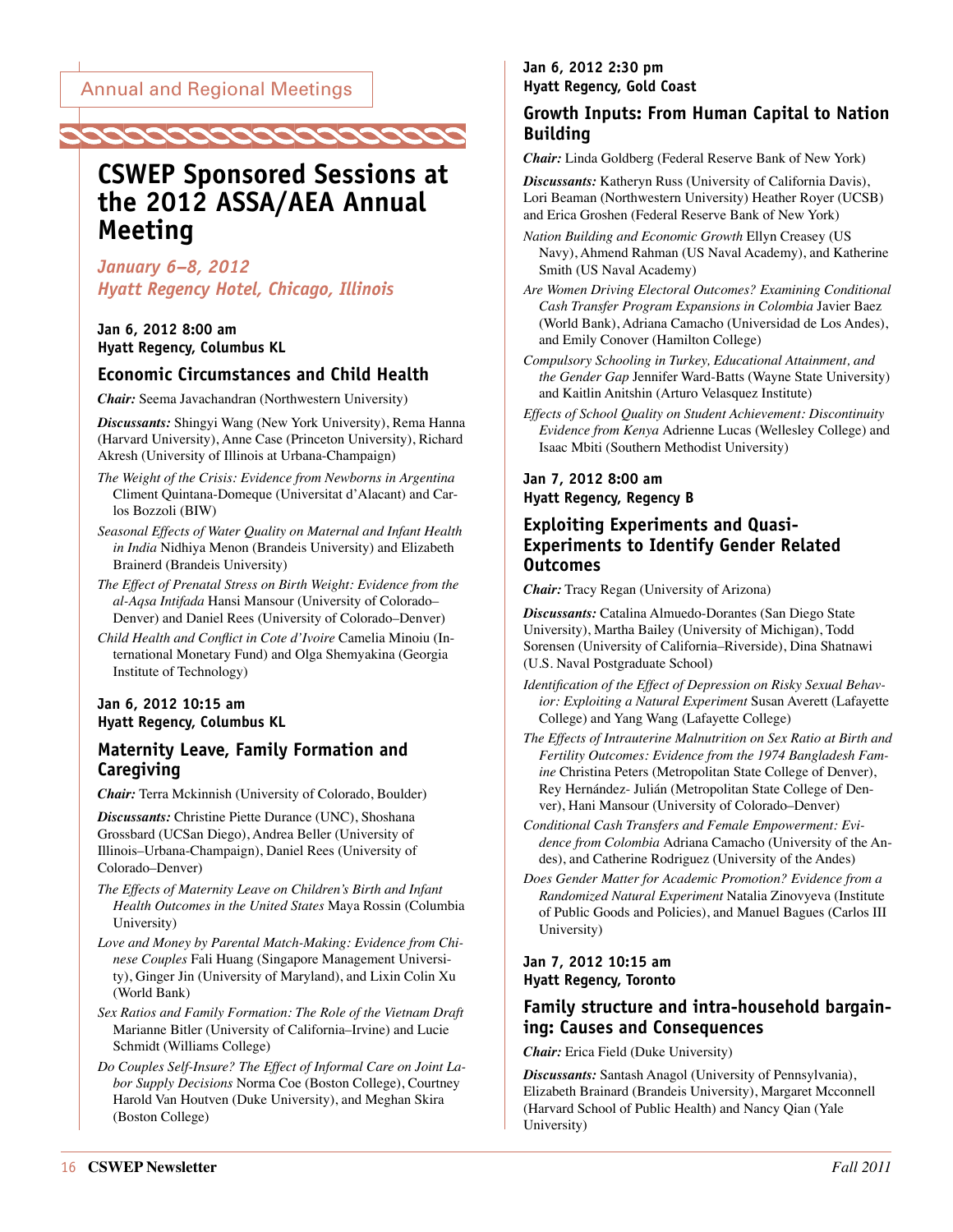# CSWEP Sponsored Sessions at the 2012 ASSA/AEA Annual Meeting

*January 6–8, 2012*
*Hyatt Regency Hotel, Chicago, Illinois*

**Jan 6, 2012 8:00 am**
**Hyatt Regency, Columbus KL**

### Economic Circumstances and Child Health

***Chair:*** Seema Javachandran (Northwestern University)

***Discussants:*** Shingyi Wang (New York University), Rema Hanna (Harvard University), Anne Case (Princeton University), Richard Akresh (University of Illinois at Urbana-Champaign)

*The Weight of the Crisis: Evidence from Newborns in Argentina* Climent Quintana-Domeque (Universitat d'Alacant) and Carlos Bozzoli (BIW)

*Seasonal Effects of Water Quality on Maternal and Infant Health in India* Nidhiya Menon (Brandeis University) and Elizabeth Brainerd (Brandeis University)

*The Effect of Prenatal Stress on Birth Weight: Evidence from the al-Aqsa Intifada* Hansi Mansour (University of Colorado–Denver) and Daniel Rees (University of Colorado–Denver)

*Child Health and Conflict in Cote d'Ivoire* Camelia Minoiu (International Monetary Fund) and Olga Shemyakina (Georgia Institute of Technology)

**Jan 6, 2012 10:15 am**
**Hyatt Regency, Columbus KL**

### Maternity Leave, Family Formation and Caregiving

***Chair:*** Terra Mckinnish (University of Colorado, Boulder)

***Discussants:*** Christine Piette Durance (UNC), Shoshana Grossbard (UCSan Diego), Andrea Beller (University of Illinois–Urbana-Champaign), Daniel Rees (University of Colorado–Denver)

*The Effects of Maternity Leave on Children's Birth and Infant Health Outcomes in the United States* Maya Rossin (Columbia University)

*Love and Money by Parental Match-Making: Evidence from Chinese Couples* Fali Huang (Singapore Management University), Ginger Jin (University of Maryland), and Lixin Colin Xu (World Bank)

*Sex Ratios and Family Formation: The Role of the Vietnam Draft* Marianne Bitler (University of California–Irvine) and Lucie Schmidt (Williams College)

*Do Couples Self-Insure? The Effect of Informal Care on Joint Labor Supply Decisions* Norma Coe (Boston College), Courtney Harold Van Houtven (Duke University), and Meghan Skira (Boston College)

**Jan 6, 2012 2:30 pm**
**Hyatt Regency, Gold Coast**

### Growth Inputs: From Human Capital to Nation Building

***Chair:*** Linda Goldberg (Federal Reserve Bank of New York)

***Discussants:*** Katheryn Russ (University of California Davis), Lori Beaman (Northwestern University) Heather Royer (UCSB) and Erica Groshen (Federal Reserve Bank of New York)

*Nation Building and Economic Growth* Ellyn Creasey (US Navy), Ahmend Rahman (US Naval Academy), and Katherine Smith (US Naval Academy)

*Are Women Driving Electoral Outcomes? Examining Conditional Cash Transfer Program Expansions in Colombia* Javier Baez (World Bank), Adriana Camacho (Universidad de Los Andes), and Emily Conover (Hamilton College)

*Compulsory Schooling in Turkey, Educational Attainment, and the Gender Gap* Jennifer Ward-Batts (Wayne State University) and Kaitlin Anitshin (Arturo Velasquez Institute)

*Effects of School Quality on Student Achievement: Discontinuity Evidence from Kenya* Adrienne Lucas (Wellesley College) and Isaac Mbiti (Southern Methodist University)

**Jan 7, 2012 8:00 am**
**Hyatt Regency, Regency B**

### Exploiting Experiments and Quasi-Experiments to Identify Gender Related Outcomes

***Chair:*** Tracy Regan (University of Arizona)

***Discussants:*** Catalina Almuedo-Dorantes (San Diego State University), Martha Bailey (University of Michigan), Todd Sorensen (University of California–Riverside), Dina Shatnawi (U.S. Naval Postgraduate School)

*Identification of the Effect of Depression on Risky Sexual Behavior: Exploiting a Natural Experiment* Susan Averett (Lafayette College) and Yang Wang (Lafayette College)

*The Effects of Intrauterine Malnutrition on Sex Ratio at Birth and Fertility Outcomes: Evidence from the 1974 Bangladesh Famine* Christina Peters (Metropolitan State College of Denver), Rey Hernández- Julián (Metropolitan State College of Denver), Hani Mansour (University of Colorado–Denver)

*Conditional Cash Transfers and Female Empowerment: Evidence from Colombia* Adriana Camacho (University of the Andes), and Catherine Rodriguez (University of the Andes)

*Does Gender Matter for Academic Promotion? Evidence from a Randomized Natural Experiment* Natalia Zinovyeva (Institute of Public Goods and Policies), and Manuel Bagues (Carlos III University)

**Jan 7, 2012 10:15 am**
**Hyatt Regency, Toronto**

### Family structure and intra-household bargaining: Causes and Consequences

***Chair:*** Erica Field (Duke University)

***Discussants:*** Santash Anagol (University of Pennsylvania), Elizabeth Brainard (Brandeis University), Margaret Mcconnell (Harvard School of Public Health) and Nancy Qian (Yale University)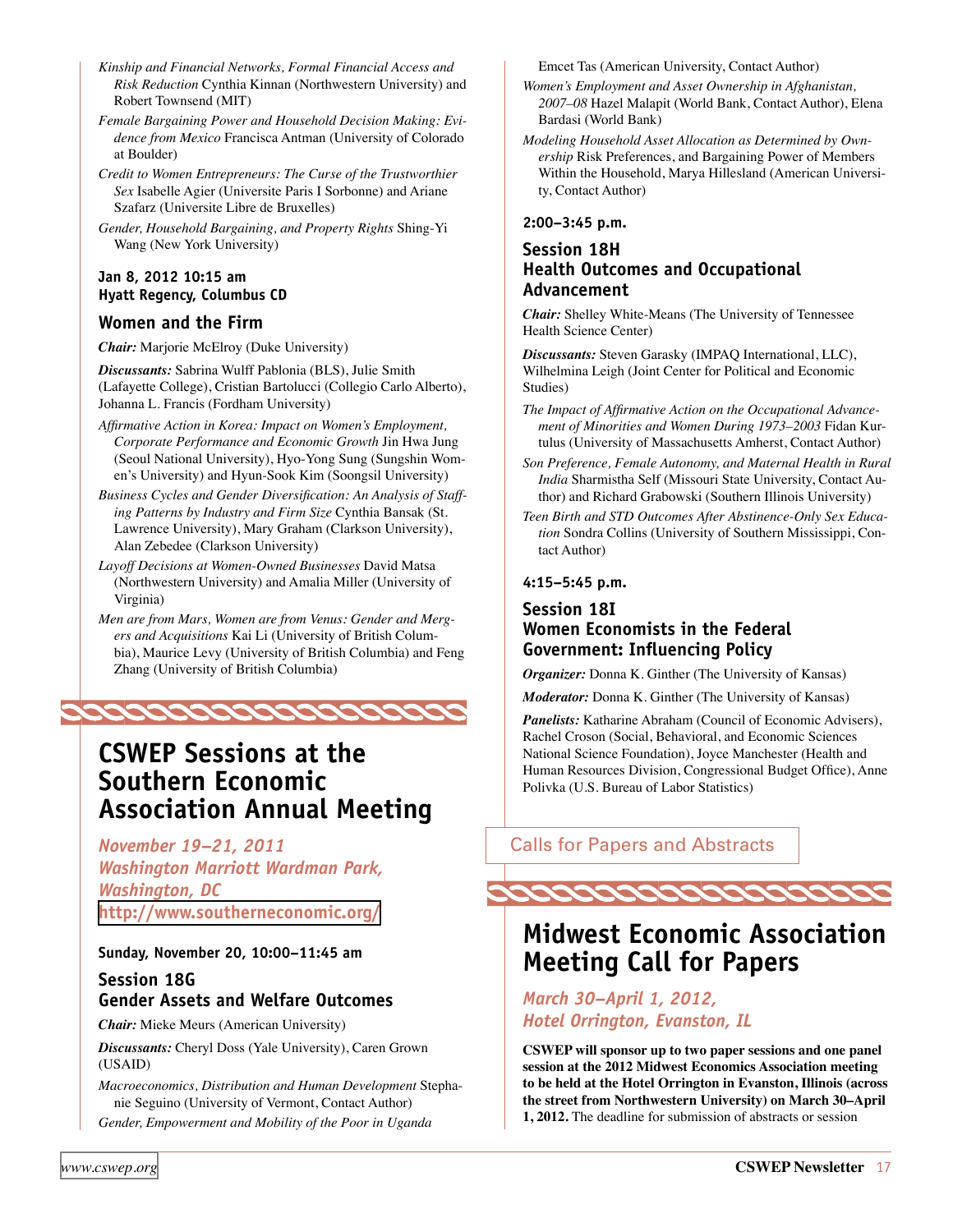*Kinship and Financial Networks, Formal Financial Access and Risk Reduction* Cynthia Kinnan (Northwestern University) and Robert Townsend (MIT)

*Female Bargaining Power and Household Decision Making: Evidence from Mexico* Francisca Antman (University of Colorado at Boulder)

*Credit to Women Entrepreneurs: The Curse of the Trustworthier Sex* Isabelle Agier (Universite Paris I Sorbonne) and Ariane Szafarz (Universite Libre de Bruxelles)

*Gender, Household Bargaining, and Property Rights* Shing-Yi Wang (New York University)

**Jan 8, 2012 10:15 am**
**Hyatt Regency, Columbus CD**

### Women and the Firm

***Chair:*** Marjorie McElroy (Duke University)

***Discussants:*** Sabrina Wulff Pablonia (BLS), Julie Smith (Lafayette College), Cristian Bartolucci (Collegio Carlo Alberto), Johanna L. Francis (Fordham University)

*Affirmative Action in Korea: Impact on Women's Employment, Corporate Performance and Economic Growth* Jin Hwa Jung (Seoul National University), Hyo-Yong Sung (Sungshin Women's University) and Hyun-Sook Kim (Soongsil University)

*Business Cycles and Gender Diversification: An Analysis of Staffing Patterns by Industry and Firm Size* Cynthia Bansak (St. Lawrence University), Mary Graham (Clarkson University), Alan Zebedee (Clarkson University)

*Layoff Decisions at Women-Owned Businesses* David Matsa (Northwestern University) and Amalia Miller (University of Virginia)

*Men are from Mars, Women are from Venus: Gender and Mergers and Acquisitions* Kai Li (University of British Columbia), Maurice Levy (University of British Columbia) and Feng Zhang (University of British Columbia)

## CSWEP Sessions at the Southern Economic Association Annual Meeting

*November 19–21, 2011*
*Washington Marriott Wardman Park, Washington, DC*
http://www.southerneconomic.org/

**Sunday, November 20, 10:00–11:45 am**

### Session 18G
### Gender Assets and Welfare Outcomes

***Chair:*** Mieke Meurs (American University)

***Discussants:*** Cheryl Doss (Yale University), Caren Grown (USAID)

*Macroeconomics, Distribution and Human Development* Stephanie Seguino (University of Vermont, Contact Author)

*Gender, Empowerment and Mobility of the Poor in Uganda* Emcet Tas (American University, Contact Author)

*Women's Employment and Asset Ownership in Afghanistan, 2007–08* Hazel Malapit (World Bank, Contact Author), Elena Bardasi (World Bank)

*Modeling Household Asset Allocation as Determined by Ownership* Risk Preferences, and Bargaining Power of Members Within the Household, Marya Hillesland (American University, Contact Author)

**2:00–3:45 p.m.**

### Session 18H
### Health Outcomes and Occupational Advancement

***Chair:*** Shelley White-Means (The University of Tennessee Health Science Center)

***Discussants:*** Steven Garasky (IMPAQ International, LLC), Wilhelmina Leigh (Joint Center for Political and Economic Studies)

*The Impact of Affirmative Action on the Occupational Advancement of Minorities and Women During 1973–2003* Fidan Kurtulus (University of Massachusetts Amherst, Contact Author)

*Son Preference, Female Autonomy, and Maternal Health in Rural India* Sharmistha Self (Missouri State University, Contact Author) and Richard Grabowski (Southern Illinois University)

*Teen Birth and STD Outcomes After Abstinence-Only Sex Education* Sondra Collins (University of Southern Mississippi, Contact Author)

**4:15–5:45 p.m.**

### Session 18I
### Women Economists in the Federal Government: Influencing Policy

***Organizer:*** Donna K. Ginther (The University of Kansas)

***Moderator:*** Donna K. Ginther (The University of Kansas)

***Panelists:*** Katharine Abraham (Council of Economic Advisers), Rachel Croson (Social, Behavioral, and Economic Sciences National Science Foundation), Joyce Manchester (Health and Human Resources Division, Congressional Budget Office), Anne Polivka (U.S. Bureau of Labor Statistics)

Calls for Papers and Abstracts

## Midwest Economic Association Meeting Call for Papers

*March 30–April 1, 2012,*
*Hotel Orrington, Evanston, IL*

**CSWEP will sponsor up to two paper sessions and one panel session at the 2012 Midwest Economics Association meeting to be held at the Hotel Orrington in Evanston, Illinois (across the street from Northwestern University) on March 30–April 1, 2012.** The deadline for submission of abstracts or session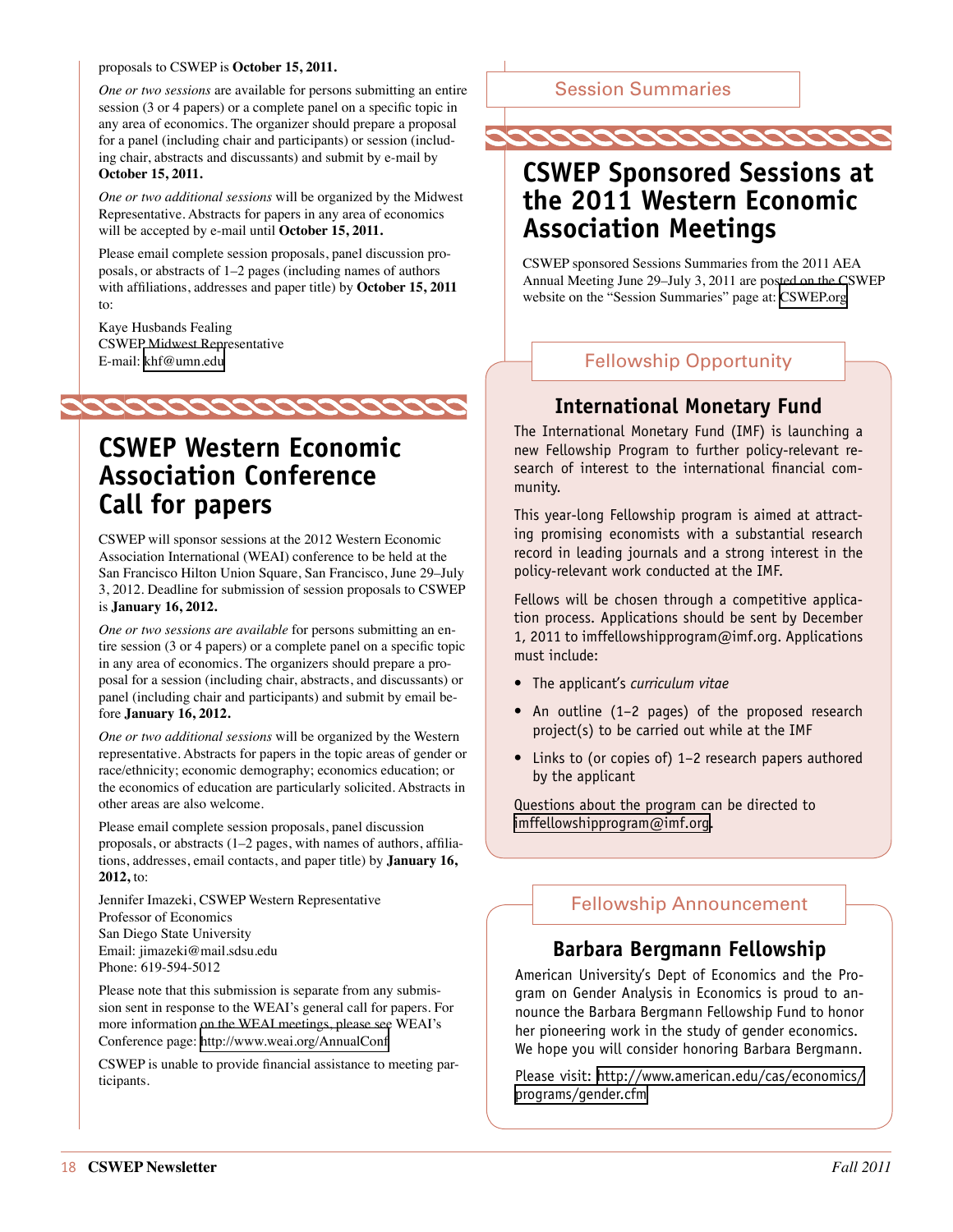proposals to CSWEP is **October 15, 2011.**

*One or two sessions* are available for persons submitting an entire session (3 or 4 papers) or a complete panel on a specific topic in any area of economics. The organizer should prepare a proposal for a panel (including chair and participants) or session (including chair, abstracts and discussants) and submit by e-mail by **October 15, 2011.**

*One or two additional sessions* will be organized by the Midwest Representative. Abstracts for papers in any area of economics will be accepted by e-mail until **October 15, 2011.**

Please email complete session proposals, panel discussion proposals, or abstracts of 1–2 pages (including names of authors with affiliations, addresses and paper title) by **October 15, 2011** to:

Kaye Husbands Fealing
CSWEP Midwest Representative
E-mail: khf@umn.edu

## CSWEP Western Economic Association Conference Call for papers

CSWEP will sponsor sessions at the 2012 Western Economic Association International (WEAI) conference to be held at the San Francisco Hilton Union Square, San Francisco, June 29–July 3, 2012. Deadline for submission of session proposals to CSWEP is **January 16, 2012.**

*One or two sessions are available* for persons submitting an entire session (3 or 4 papers) or a complete panel on a specific topic in any area of economics. The organizers should prepare a proposal for a session (including chair, abstracts, and discussants) or panel (including chair and participants) and submit by email before **January 16, 2012.**

*One or two additional sessions* will be organized by the Western representative. Abstracts for papers in the topic areas of gender or race/ethnicity; economic demography; economics education; or the economics of education are particularly solicited. Abstracts in other areas are also welcome.

Please email complete session proposals, panel discussion proposals, or abstracts (1–2 pages, with names of authors, affiliations, addresses, email contacts, and paper title) by **January 16, 2012,** to:

Jennifer Imazeki, CSWEP Western Representative
Professor of Economics
San Diego State University
Email: jimazeki@mail.sdsu.edu
Phone: 619-594-5012

Please note that this submission is separate from any submission sent in response to the WEAI's general call for papers. For more information on the WEAI meetings, please see WEAI's Conference page: http://www.weai.org/AnnualConf

CSWEP is unable to provide financial assistance to meeting participants.

Session Summaries

## CSWEP Sponsored Sessions at the 2011 Western Economic Association Meetings

CSWEP sponsored Sessions Summaries from the 2011 AEA Annual Meeting June 29–July 3, 2011 are posted on the CSWEP website on the "Session Summaries" page at: CSWEP.org

Fellowship Opportunity

### International Monetary Fund

The International Monetary Fund (IMF) is launching a new Fellowship Program to further policy-relevant research of interest to the international financial community.

This year-long Fellowship program is aimed at attracting promising economists with a substantial research record in leading journals and a strong interest in the policy-relevant work conducted at the IMF.

Fellows will be chosen through a competitive application process. Applications should be sent by December 1, 2011 to imffellowshipprogram@imf.org. Applications must include:

- The applicant's *curriculum vitae*
- An outline (1–2 pages) of the proposed research project(s) to be carried out while at the IMF
- Links to (or copies of) 1–2 research papers authored by the applicant

Questions about the program can be directed to imffellowshipprogram@imf.org.

Fellowship Announcement

### Barbara Bergmann Fellowship

American University's Dept of Economics and the Program on Gender Analysis in Economics is proud to announce the Barbara Bergmann Fellowship Fund to honor her pioneering work in the study of gender economics. We hope you will consider honoring Barbara Bergmann.

Please visit: http://www.american.edu/cas/economics/programs/gender.cfm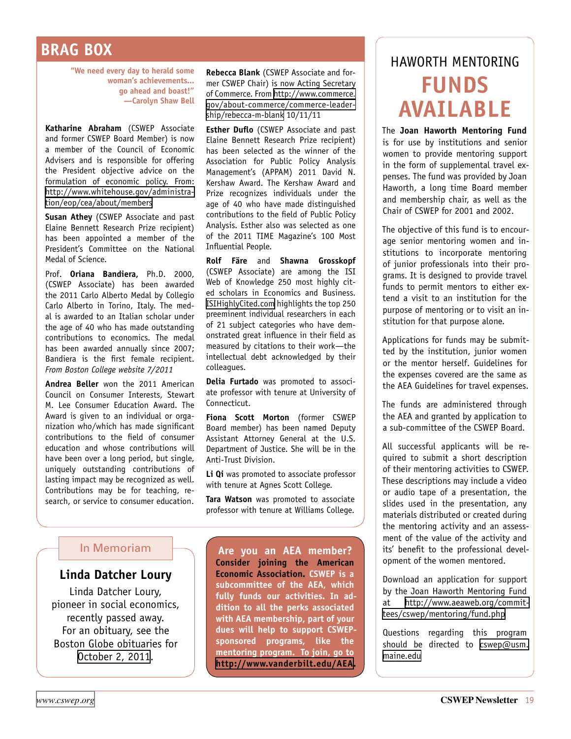## BRAG BOX

**"We need every day to herald some woman's achievements... go ahead and boast!" —Carolyn Shaw Bell**

**Katharine Abraham** (CSWEP Associate and former CSWEP Board Member) is now a member of the Council of Economic Advisers and is responsible for offering the President objective advice on the formulation of economic policy. From: http://www.whitehouse.gov/administration/eop/cea/about/members

**Susan Athey** (CSWEP Associate and past Elaine Bennett Research Prize recipient) has been appointed a member of the President's Committee on the National Medal of Science.

Prof. **Oriana Bandiera,** Ph.D. 2000, (CSWEP Associate) has been awarded the 2011 Carlo Alberto Medal by Collegio Carlo Alberto in Torino, Italy. The medal is awarded to an Italian scholar under the age of 40 who has made outstanding contributions to economics. The medal has been awarded annually since 2007; Bandiera is the first female recipient. *From Boston College website 7/2011*

**Andrea Beller** won the 2011 American Council on Consumer Interests, Stewart M. Lee Consumer Education Award. The Award is given to an individual or organization who/which has made significant contributions to the field of consumer education and whose contributions will have been over a long period, but single, uniquely outstanding contributions of lasting impact may be recognized as well. Contributions may be for teaching, research, or service to consumer education.

**Rebecca Blank** (CSWEP Associate and former CSWEP Chair) is now Acting Secretary of Commerce. From http://www.commerce.gov/about-commerce/commerce-leadership/rebecca-m-blank 10/11/11

**Esther Duflo** (CSWEP Associate and past Elaine Bennett Research Prize recipient) has been selected as the winner of the Association for Public Policy Analysis Management's (APPAM) 2011 David N. Kershaw Award. The Kershaw Award and Prize recognizes individuals under the age of 40 who have made distinguished contributions to the field of Public Policy Analysis. Esther also was selected as one of the 2011 TIME Magazine's 100 Most Influential People.

**Rolf Färe** and **Shawna Grosskopf** (CSWEP Associate) are among the ISI Web of Knowledge 250 most highly cited scholars in Economics and Business. ISIHighlyCited.com highlights the top 250 preeminent individual researchers in each of 21 subject categories who have demonstrated great influence in their field as measured by citations to their work—the intellectual debt acknowledged by their colleagues.

**Delia Furtado** was promoted to associate professor with tenure at University of Connecticut.

**Fiona Scott Morton** (former CSWEP Board member) has been named Deputy Assistant Attorney General at the U.S. Department of Justice. She will be in the Anti-Trust Division.

**Li Qi** was promoted to associate professor with tenure at Agnes Scott College.

**Tara Watson** was promoted to associate professor with tenure at Williams College.

## In Memoriam

### Linda Datcher Loury

Linda Datcher Loury, pioneer in social economics, recently passed away. For an obituary, see the Boston Globe obituaries for October 2, 2011.

## Are you an AEA member?

**Consider joining the American Economic Association. CSWEP is a subcommittee of the AEA, which fully funds our activities. In addition to all the perks associated with AEA membership, part of your dues will help to support CSWEP-sponsored programs, like the mentoring program. To join, go to http://www.vanderbilt.edu/AEA.**

## HAWORTH MENTORING FUNDS AVAILABLE

The **Joan Haworth Mentoring Fund** is for use by institutions and senior women to provide mentoring support in the form of supplemental travel expenses. The fund was provided by Joan Haworth, a long time Board member and membership chair, as well as the Chair of CSWEP for 2001 and 2002.

The objective of this fund is to encourage senior mentoring women and institutions to incorporate mentoring of junior professionals into their programs. It is designed to provide travel funds to permit mentors to either extend a visit to an institution for the purpose of mentoring or to visit an institution for that purpose alone.

Applications for funds may be submitted by the institution, junior women or the mentor herself. Guidelines for the expenses covered are the same as the AEA Guidelines for travel expenses.

The funds are administered through the AEA and granted by application to a sub-committee of the CSWEP Board.

All successful applicants will be required to submit a short description of their mentoring activities to CSWEP. These descriptions may include a video or audio tape of a presentation, the slides used in the presentation, any materials distributed or created during the mentoring activity and an assessment of the value of the activity and its' benefit to the professional development of the women mentored.

Download an application for support by the Joan Haworth Mentoring Fund at http://www.aeaweb.org/committees/cswep/mentoring/fund.php

Questions regarding this program should be directed to cswep@usm.maine.edu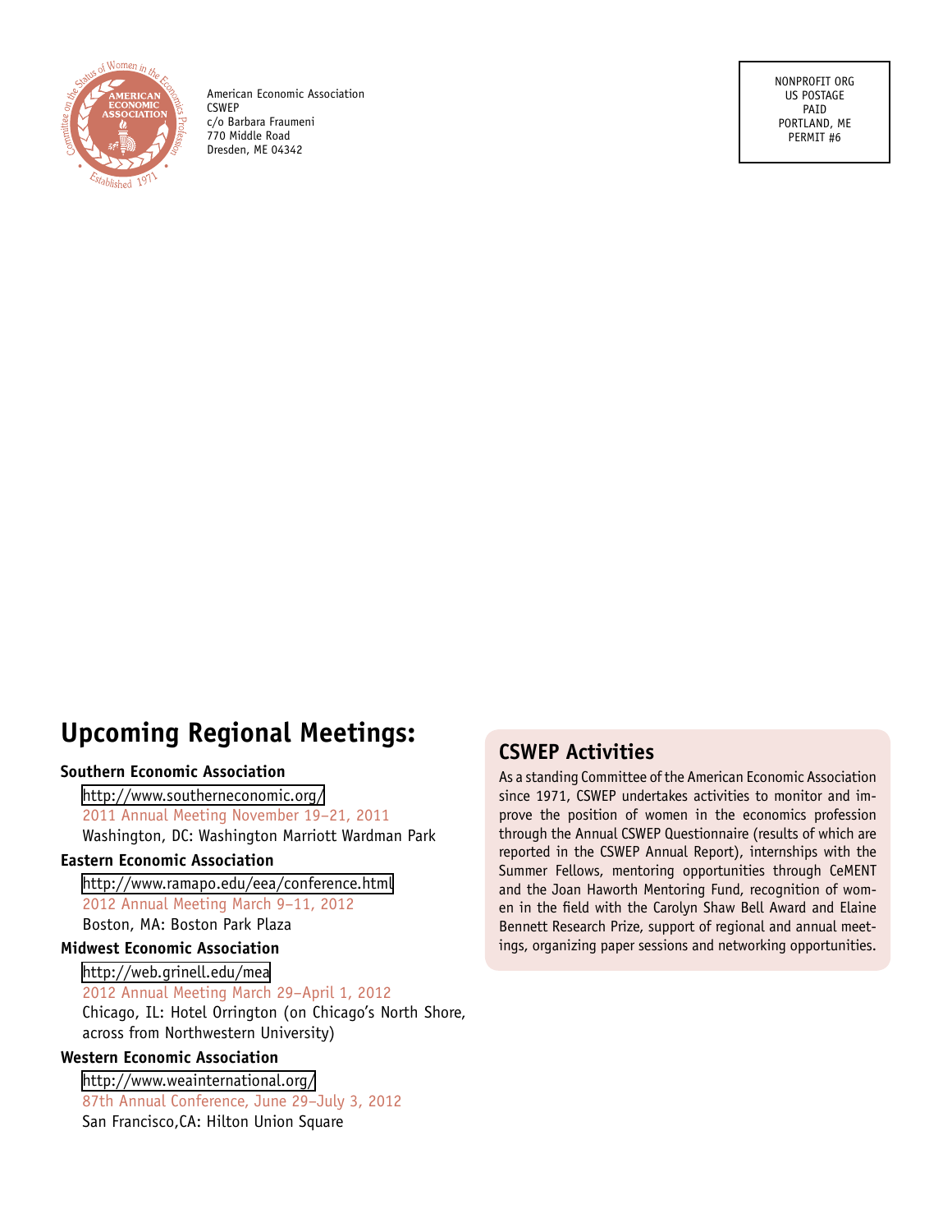American Economic Association
CSWEP
c/o Barbara Fraumeni
770 Middle Road
Dresden, ME 04342

NONPROFIT ORG
US POSTAGE
PAID
PORTLAND, ME
PERMIT #6

## Upcoming Regional Meetings:

**Southern Economic Association**

http://www.southerneconomic.org/
2011 Annual Meeting November 19–21, 2011
Washington, DC: Washington Marriott Wardman Park

**Eastern Economic Association**

http://www.ramapo.edu/eea/conference.html
2012 Annual Meeting March 9–11, 2012
Boston, MA: Boston Park Plaza

**Midwest Economic Association**

http://web.grinell.edu/mea
2012 Annual Meeting March 29–April 1, 2012
Chicago, IL: Hotel Orrington (on Chicago's North Shore, across from Northwestern University)

**Western Economic Association**

http://www.weainternational.org/
87th Annual Conference, June 29–July 3, 2012
San Francisco,CA: Hilton Union Square

## CSWEP Activities

As a standing Committee of the American Economic Association since 1971, CSWEP undertakes activities to monitor and improve the position of women in the economics profession through the Annual CSWEP Questionnaire (results of which are reported in the CSWEP Annual Report), internships with the Summer Fellows, mentoring opportunities through CeMENT and the Joan Haworth Mentoring Fund, recognition of women in the field with the Carolyn Shaw Bell Award and Elaine Bennett Research Prize, support of regional and annual meetings, organizing paper sessions and networking opportunities.